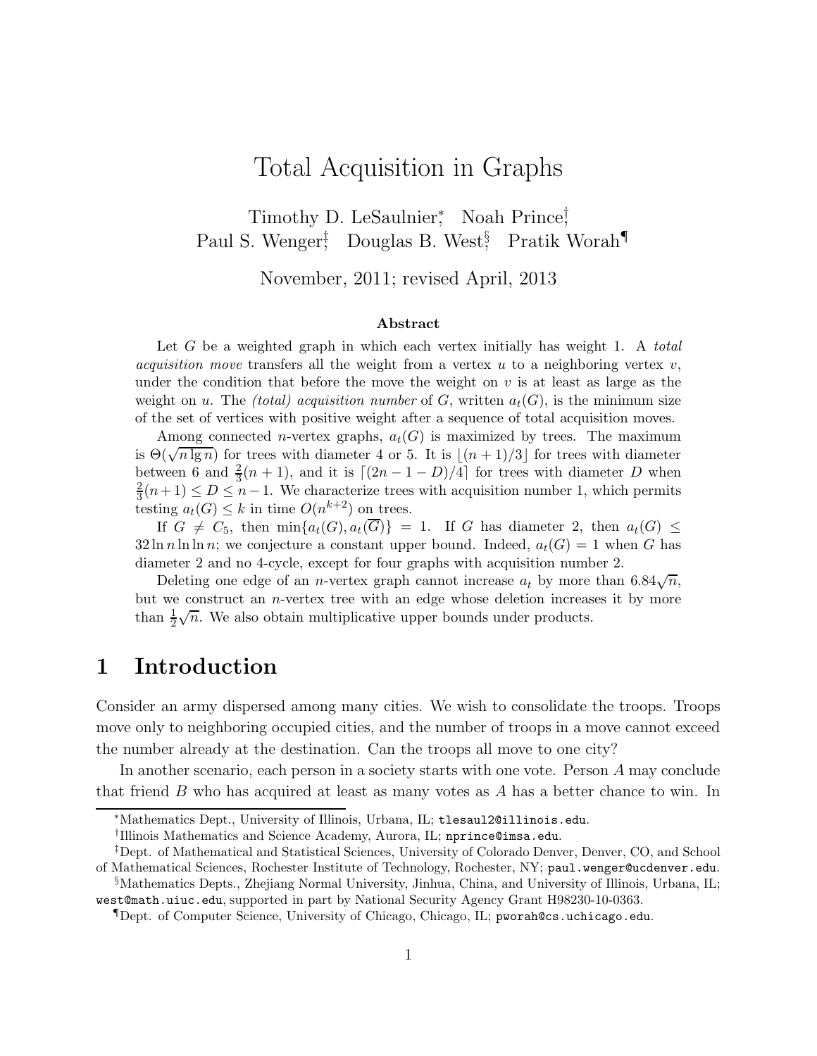# Total Acquisition in Graphs

Timothy D. LeSaulnier[*], Noah Prince[†], Paul S. Wenger[‡], Douglas B. West[§], Pratik Worah[¶]

November, 2011; revised April, 2013

### Abstract

Let $G$ be a weighted graph in which each vertex initially has weight 1. A *total acquisition move* transfers all the weight from a vertex $u$ to a neighboring vertex $v$, under the condition that before the move the weight on $v$ is at least as large as the weight on $u$. The *(total) acquisition number* of $G$, written $a_t(G)$, is the minimum size of the set of vertices with positive weight after a sequence of total acquisition moves.

Among connected $n$-vertex graphs, $a_t(G)$ is maximized by trees. The maximum is $\Theta(\sqrt{n \lg n})$ for trees with diameter 4 or 5. It is $\lfloor (n+1)/3 \rfloor$ for trees with diameter between 6 and $\frac{2}{3}(n+1)$, and it is $\lceil (2n-1-D)/4 \rceil$ for trees with diameter $D$ when $\frac{2}{3}(n+1) \le D \le n-1$. We characterize trees with acquisition number 1, which permits testing $a_t(G) \le k$ in time $O(n^{k+2})$ on trees.

If $G \ne C_5$, then $\min\{a_t(G), a_t(\overline{G})\} = 1$. If $G$ has diameter 2, then $a_t(G) \le 32 \ln n \ln \ln n$; we conjecture a constant upper bound. Indeed, $a_t(G) = 1$ when $G$ has diameter 2 and no 4-cycle, except for four graphs with acquisition number 2.

Deleting one edge of an $n$-vertex graph cannot increase $a_t$ by more than $6.84\sqrt{n}$, but we construct an $n$-vertex tree with an edge whose deletion increases it by more than $\frac{1}{2}\sqrt{n}$. We also obtain multiplicative upper bounds under products.

# 1 Introduction

Consider an army dispersed among many cities. We wish to consolidate the troops. Troops move only to neighboring occupied cities, and the number of troops in a move cannot exceed the number already at the destination. Can the troops all move to one city?

In another scenario, each person in a society starts with one vote. Person $A$ may conclude that friend $B$ who has acquired at least as many votes as $A$ has a better chance to win. In

[*]Mathematics Dept., University of Illinois, Urbana, IL; tlesaul2@illinois.edu.

[†]Illinois Mathematics and Science Academy, Aurora, IL; nprince@imsa.edu.

[‡]Dept. of Mathematical and Statistical Sciences, University of Colorado Denver, Denver, CO, and School of Mathematical Sciences, Rochester Institute of Technology, Rochester, NY; paul.wenger@ucdenver.edu.

[§]Mathematics Depts., Zhejiang Normal University, Jinhua, China, and University of Illinois, Urbana, IL; west@math.uiuc.edu, supported in part by National Security Agency Grant H98230-10-0363.

[¶]Dept. of Computer Science, University of Chicago, Chicago, IL; pworah@cs.uchicago.edu.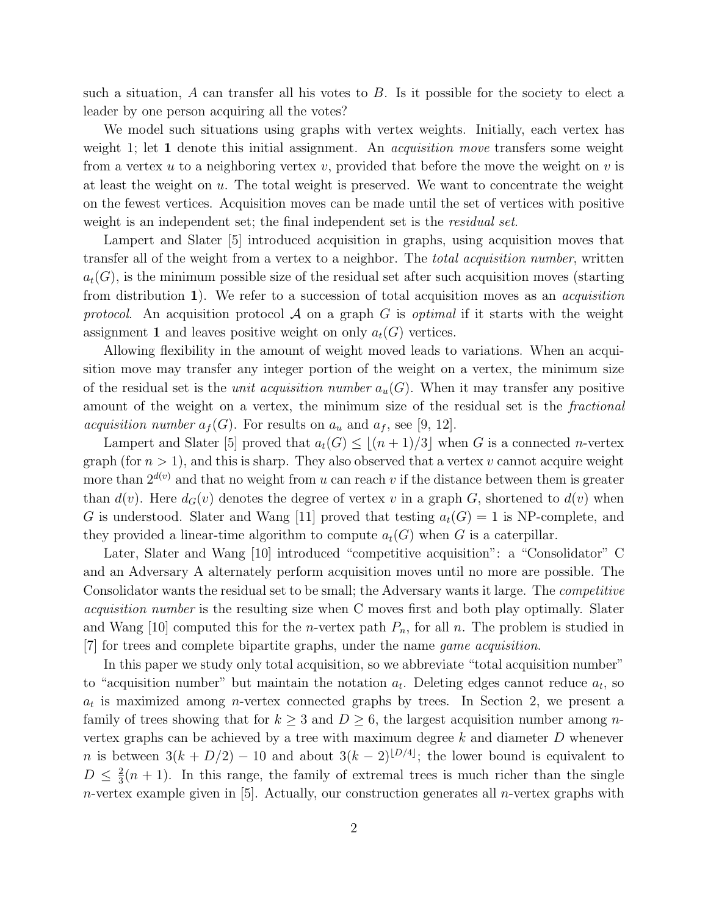such a situation, $A$ can transfer all his votes to $B$. Is it possible for the society to elect a leader by one person acquiring all the votes?

We model such situations using graphs with vertex weights. Initially, each vertex has weight 1; let $\mathbf{1}$ denote this initial assignment. An *acquisition move* transfers some weight from a vertex $u$ to a neighboring vertex $v$, provided that before the move the weight on $v$ is at least the weight on $u$. The total weight is preserved. We want to concentrate the weight on the fewest vertices. Acquisition moves can be made until the set of vertices with positive weight is an independent set; the final independent set is the *residual set*.

Lampert and Slater [5] introduced acquisition in graphs, using acquisition moves that transfer all of the weight from a vertex to a neighbor. The *total acquisition number*, written $a_t(G)$, is the minimum possible size of the residual set after such acquisition moves (starting from distribution $\mathbf{1}$). We refer to a succession of total acquisition moves as an *acquisition protocol*. An acquisition protocol $\mathcal{A}$ on a graph $G$ is *optimal* if it starts with the weight assignment $\mathbf{1}$ and leaves positive weight on only $a_t(G)$ vertices.

Allowing flexibility in the amount of weight moved leads to variations. When an acquisition move may transfer any integer portion of the weight on a vertex, the minimum size of the residual set is the *unit acquisition number* $a_u(G)$. When it may transfer any positive amount of the weight on a vertex, the minimum size of the residual set is the *fractional acquisition number* $a_f(G)$. For results on $a_u$ and $a_f$, see [9, 12].

Lampert and Slater [5] proved that $a_t(G) \leq \lfloor (n+1)/3 \rfloor$ when $G$ is a connected $n$-vertex graph (for $n > 1$), and this is sharp. They also observed that a vertex $v$ cannot acquire weight more than $2^{d(v)}$ and that no weight from $u$ can reach $v$ if the distance between them is greater than $d(v)$. Here $d_G(v)$ denotes the degree of vertex $v$ in a graph $G$, shortened to $d(v)$ when $G$ is understood. Slater and Wang [11] proved that testing $a_t(G) = 1$ is NP-complete, and they provided a linear-time algorithm to compute $a_t(G)$ when $G$ is a caterpillar.

Later, Slater and Wang [10] introduced "competitive acquisition": a "Consolidator" C and an Adversary A alternately perform acquisition moves until no more are possible. The Consolidator wants the residual set to be small; the Adversary wants it large. The *competitive acquisition number* is the resulting size when C moves first and both play optimally. Slater and Wang [10] computed this for the $n$-vertex path $P_n$, for all $n$. The problem is studied in [7] for trees and complete bipartite graphs, under the name *game acquisition*.

In this paper we study only total acquisition, so we abbreviate "total acquisition number" to "acquisition number" but maintain the notation $a_t$. Deleting edges cannot reduce $a_t$, so $a_t$ is maximized among $n$-vertex connected graphs by trees. In Section 2, we present a family of trees showing that for $k \geq 3$ and $D \geq 6$, the largest acquisition number among $n$-vertex graphs can be achieved by a tree with maximum degree $k$ and diameter $D$ whenever $n$ is between $3(k + D/2) - 10$ and about $3(k-2)^{\lfloor D/4 \rfloor}$; the lower bound is equivalent to $D \leq \frac{2}{3}(n+1)$. In this range, the family of extremal trees is much richer than the single $n$-vertex example given in [5]. Actually, our construction generates all $n$-vertex graphs with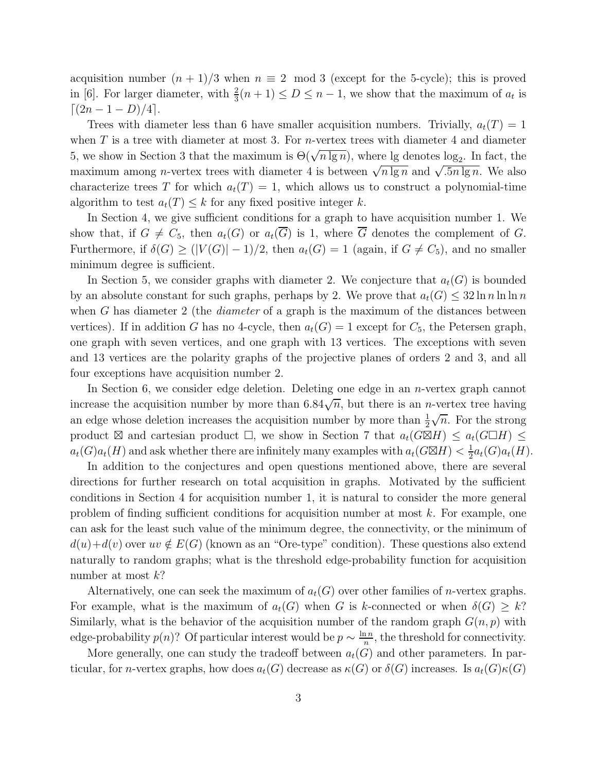acquisition number $(n+1)/3$ when $n \equiv 2 \mod 3$ (except for the 5-cycle); this is proved in [6]. For larger diameter, with $\frac{2}{3}(n+1) \le D \le n-1$, we show that the maximum of $a_t$ is $\lceil (2n-1-D)/4 \rceil$.

Trees with diameter less than 6 have smaller acquisition numbers. Trivially, $a_t(T) = 1$ when $T$ is a tree with diameter at most 3. For $n$-vertex trees with diameter 4 and diameter 5, we show in Section 3 that the maximum is $\Theta(\sqrt{n \lg n})$, where lg denotes $\log_2$. In fact, the maximum among $n$-vertex trees with diameter 4 is between $\sqrt{n \lg n}$ and $\sqrt{.5n \lg n}$. We also characterize trees $T$ for which $a_t(T) = 1$, which allows us to construct a polynomial-time algorithm to test $a_t(T) \le k$ for any fixed positive integer $k$.

In Section 4, we give sufficient conditions for a graph to have acquisition number 1. We show that, if $G \ne C_5$, then $a_t(G)$ or $a_t(\overline{G})$ is 1, where $\overline{G}$ denotes the complement of $G$. Furthermore, if $\delta(G) \ge (|V(G)|-1)/2$, then $a_t(G) = 1$ (again, if $G \ne C_5$), and no smaller minimum degree is sufficient.

In Section 5, we consider graphs with diameter 2. We conjecture that $a_t(G)$ is bounded by an absolute constant for such graphs, perhaps by 2. We prove that $a_t(G) \le 32 \ln n \ln \ln n$ when $G$ has diameter 2 (the *diameter* of a graph is the maximum of the distances between vertices). If in addition $G$ has no 4-cycle, then $a_t(G) = 1$ except for $C_5$, the Petersen graph, one graph with seven vertices, and one graph with 13 vertices. The exceptions with seven and 13 vertices are the polarity graphs of the projective planes of orders 2 and 3, and all four exceptions have acquisition number 2.

In Section 6, we consider edge deletion. Deleting one edge in an $n$-vertex graph cannot increase the acquisition number by more than $6.84\sqrt{n}$, but there is an $n$-vertex tree having an edge whose deletion increases the acquisition number by more than $\frac{1}{2}\sqrt{n}$. For the strong product $\boxtimes$ and cartesian product $\square$, we show in Section 7 that $a_t(G \boxtimes H) \le a_t(G \square H) \le a_t(G)a_t(H)$ and ask whether there are infinitely many examples with $a_t(G \boxtimes H) < \frac{1}{2}a_t(G)a_t(H)$.

In addition to the conjectures and open questions mentioned above, there are several directions for further research on total acquisition in graphs. Motivated by the sufficient conditions in Section 4 for acquisition number 1, it is natural to consider the more general problem of finding sufficient conditions for acquisition number at most $k$. For example, one can ask for the least such value of the minimum degree, the connectivity, or the minimum of $d(u)+d(v)$ over $uv \notin E(G)$ (known as an "Ore-type" condition). These questions also extend naturally to random graphs; what is the threshold edge-probability function for acquisition number at most $k$?

Alternatively, one can seek the maximum of $a_t(G)$ over other families of $n$-vertex graphs. For example, what is the maximum of $a_t(G)$ when $G$ is $k$-connected or when $\delta(G) \ge k$? Similarly, what is the behavior of the acquisition number of the random graph $G(n,p)$ with edge-probability $p(n)$? Of particular interest would be $p \sim \frac{\ln n}{n}$, the threshold for connectivity.

More generally, one can study the tradeoff between $a_t(G)$ and other parameters. In particular, for $n$-vertex graphs, how does $a_t(G)$ decrease as $\kappa(G)$ or $\delta(G)$ increases. Is $a_t(G)\kappa(G)$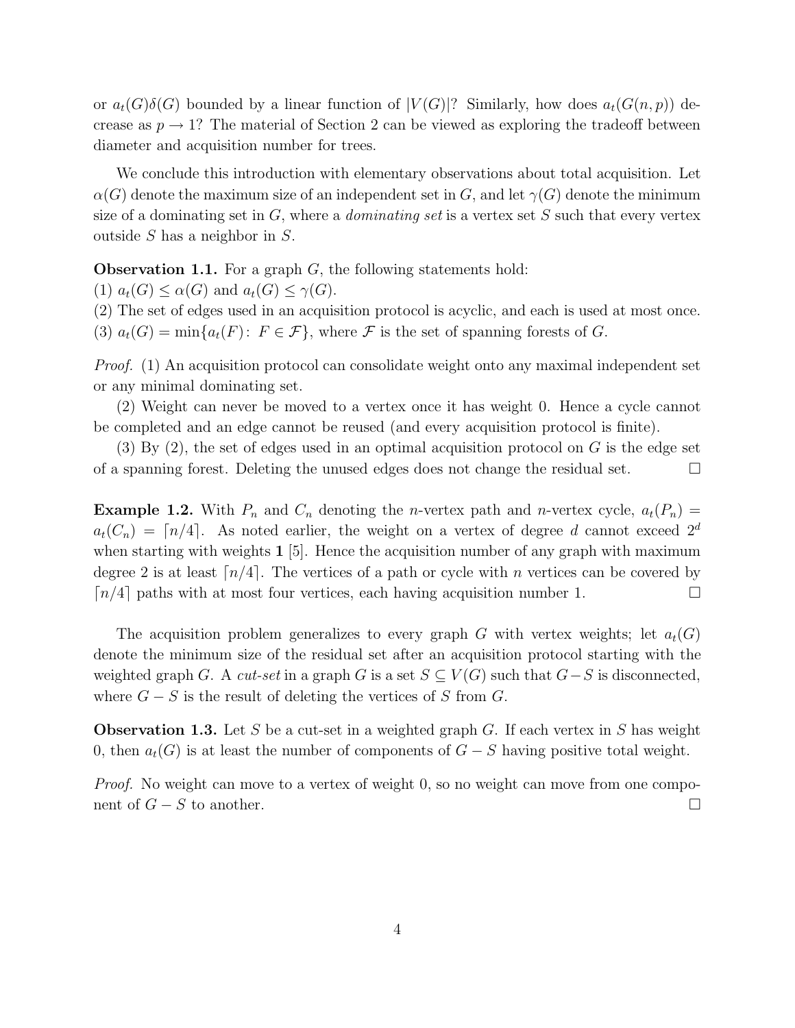or $a_t(G)\delta(G)$ bounded by a linear function of $|V(G)|$? Similarly, how does $a_t(G(n,p))$ decrease as $p \to 1$? The material of Section 2 can be viewed as exploring the tradeoff between diameter and acquisition number for trees.

We conclude this introduction with elementary observations about total acquisition. Let $\alpha(G)$ denote the maximum size of an independent set in $G$, and let $\gamma(G)$ denote the minimum size of a dominating set in $G$, where a *dominating set* is a vertex set $S$ such that every vertex outside $S$ has a neighbor in $S$.

**Observation 1.1.** For a graph $G$, the following statements hold:
(1) $a_t(G) \le \alpha(G)$ and $a_t(G) \le \gamma(G)$.
(2) The set of edges used in an acquisition protocol is acyclic, and each is used at most once.
(3) $a_t(G) = \min\{a_t(F)\colon\ F \in \mathcal{F}\}$, where $\mathcal{F}$ is the set of spanning forests of $G$.

*Proof.* (1) An acquisition protocol can consolidate weight onto any maximal independent set or any minimal dominating set.

(2) Weight can never be moved to a vertex once it has weight 0. Hence a cycle cannot be completed and an edge cannot be reused (and every acquisition protocol is finite).

(3) By (2), the set of edges used in an optimal acquisition protocol on $G$ is the edge set of a spanning forest. Deleting the unused edges does not change the residual set. □

**Example 1.2.** With $P_n$ and $C_n$ denoting the $n$-vertex path and $n$-vertex cycle, $a_t(P_n) = a_t(C_n) = \lceil n/4 \rceil$. As noted earlier, the weight on a vertex of degree $d$ cannot exceed $2^d$ when starting with weights **1** [5]. Hence the acquisition number of any graph with maximum degree 2 is at least $\lceil n/4 \rceil$. The vertices of a path or cycle with $n$ vertices can be covered by $\lceil n/4 \rceil$ paths with at most four vertices, each having acquisition number 1. □

The acquisition problem generalizes to every graph $G$ with vertex weights; let $a_t(G)$ denote the minimum size of the residual set after an acquisition protocol starting with the weighted graph $G$. A *cut-set* in a graph $G$ is a set $S \subseteq V(G)$ such that $G - S$ is disconnected, where $G - S$ is the result of deleting the vertices of $S$ from $G$.

**Observation 1.3.** Let $S$ be a cut-set in a weighted graph $G$. If each vertex in $S$ has weight 0, then $a_t(G)$ is at least the number of components of $G - S$ having positive total weight.

*Proof.* No weight can move to a vertex of weight 0, so no weight can move from one component of $G - S$ to another. □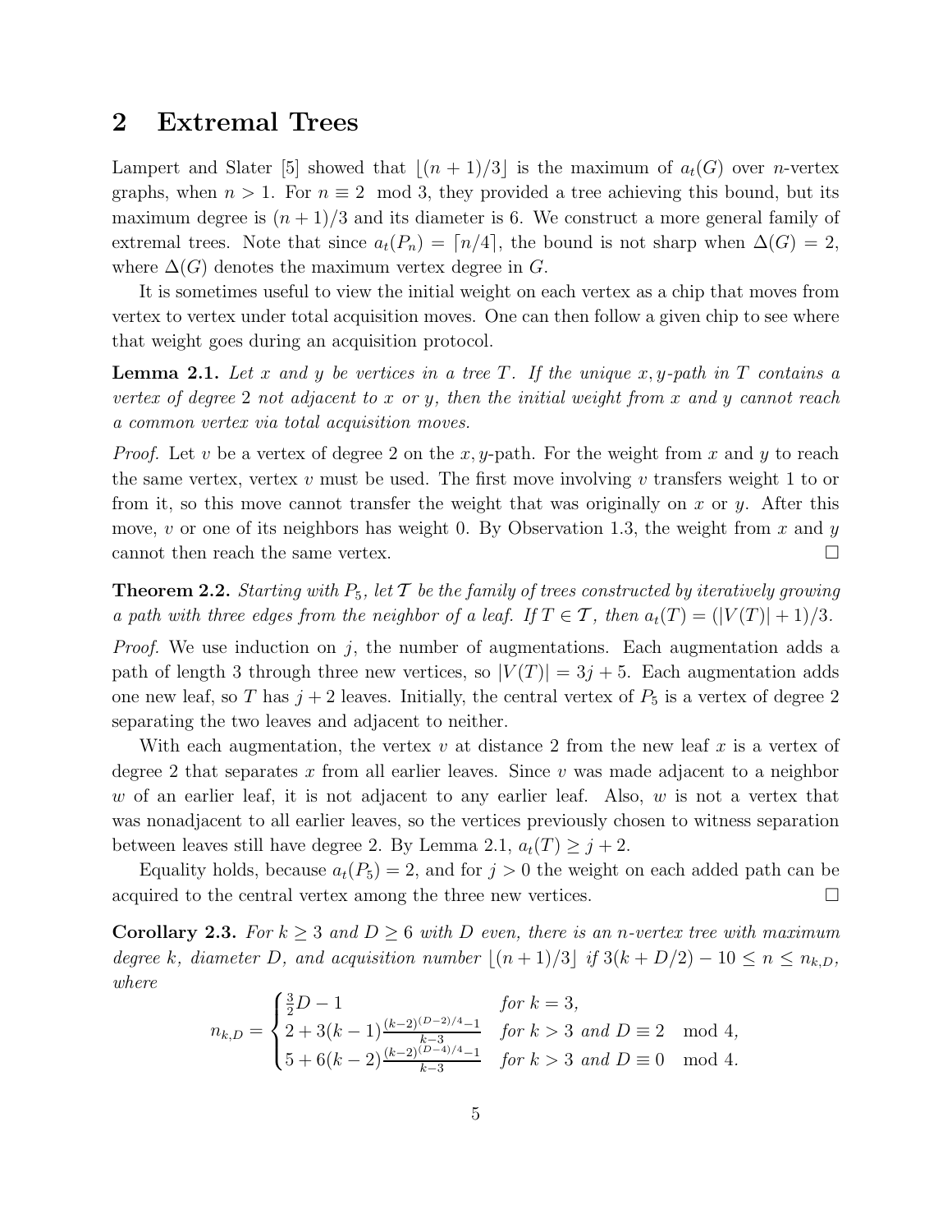## 2 Extremal Trees

Lampert and Slater [5] showed that $\lfloor (n+1)/3 \rfloor$ is the maximum of $a_t(G)$ over $n$-vertex graphs, when $n > 1$. For $n \equiv 2 \mod 3$, they provided a tree achieving this bound, but its maximum degree is $(n+1)/3$ and its diameter is 6. We construct a more general family of extremal trees. Note that since $a_t(P_n) = \lceil n/4 \rceil$, the bound is not sharp when $\Delta(G) = 2$, where $\Delta(G)$ denotes the maximum vertex degree in $G$.

It is sometimes useful to view the initial weight on each vertex as a chip that moves from vertex to vertex under total acquisition moves. One can then follow a given chip to see where that weight goes during an acquisition protocol.

**Lemma 2.1.** *Let $x$ and $y$ be vertices in a tree $T$. If the unique $x, y$-path in $T$ contains a vertex of degree 2 not adjacent to $x$ or $y$, then the initial weight from $x$ and $y$ cannot reach a common vertex via total acquisition moves.*

*Proof.* Let $v$ be a vertex of degree 2 on the $x, y$-path. For the weight from $x$ and $y$ to reach the same vertex, vertex $v$ must be used. The first move involving $v$ transfers weight 1 to or from it, so this move cannot transfer the weight that was originally on $x$ or $y$. After this move, $v$ or one of its neighbors has weight 0. By Observation 1.3, the weight from $x$ and $y$ cannot then reach the same vertex. $\square$

**Theorem 2.2.** *Starting with $P_5$, let $\mathcal{T}$ be the family of trees constructed by iteratively growing a path with three edges from the neighbor of a leaf. If $T \in \mathcal{T}$, then $a_t(T) = (|V(T)| + 1)/3$.*

*Proof.* We use induction on $j$, the number of augmentations. Each augmentation adds a path of length 3 through three new vertices, so $|V(T)| = 3j + 5$. Each augmentation adds one new leaf, so $T$ has $j + 2$ leaves. Initially, the central vertex of $P_5$ is a vertex of degree 2 separating the two leaves and adjacent to neither.

With each augmentation, the vertex $v$ at distance 2 from the new leaf $x$ is a vertex of degree 2 that separates $x$ from all earlier leaves. Since $v$ was made adjacent to a neighbor $w$ of an earlier leaf, it is not adjacent to any earlier leaf. Also, $w$ is not a vertex that was nonadjacent to all earlier leaves, so the vertices previously chosen to witness separation between leaves still have degree 2. By Lemma 2.1, $a_t(T) \geq j + 2$.

Equality holds, because $a_t(P_5) = 2$, and for $j > 0$ the weight on each added path can be acquired to the central vertex among the three new vertices. $\square$

**Corollary 2.3.** *For $k \geq 3$ and $D \geq 6$ with $D$ even, there is an $n$-vertex tree with maximum degree $k$, diameter $D$, and acquisition number $\lfloor (n+1)/3 \rfloor$ if $3(k + D/2) - 10 \leq n \leq n_{k,D}$, where*

$$n_{k,D} = \begin{cases} \frac{3}{2}D - 1 & \text{for } k = 3, \\ 2 + 3(k-1)\frac{(k-2)^{(D-2)/4} - 1}{k-3} & \text{for } k > 3 \text{ and } D \equiv 2 \mod 4, \\ 5 + 6(k-2)\frac{(k-2)^{(D-4)/4} - 1}{k-3} & \text{for } k > 3 \text{ and } D \equiv 0 \mod 4. \end{cases}$$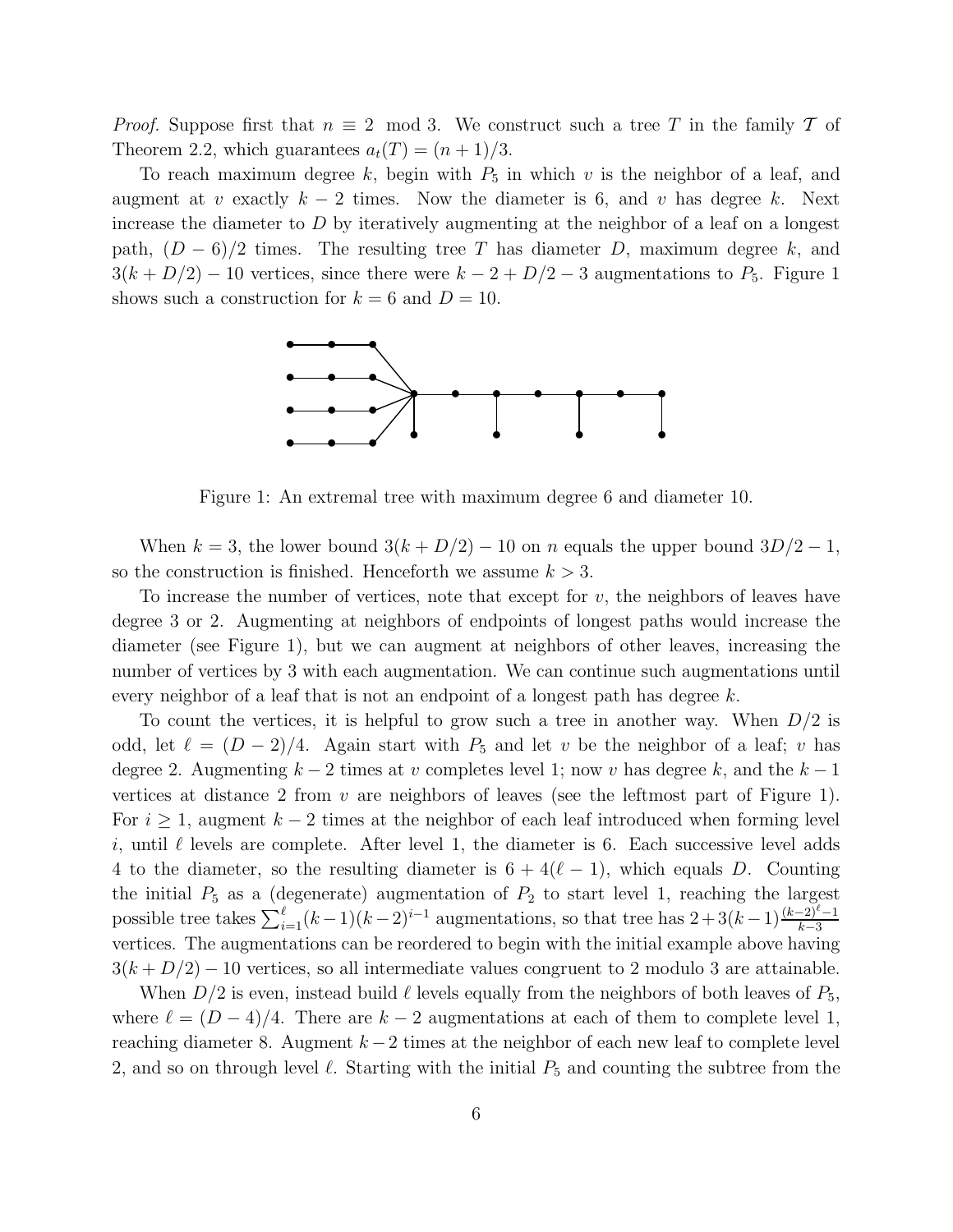*Proof.* Suppose first that $n \equiv 2 \mod 3$. We construct such a tree $T$ in the family $\mathcal{T}$ of Theorem 2.2, which guarantees $a_t(T) = (n+1)/3$.

To reach maximum degree $k$, begin with $P_5$ in which $v$ is the neighbor of a leaf, and augment at $v$ exactly $k-2$ times. Now the diameter is 6, and $v$ has degree $k$. Next increase the diameter to $D$ by iteratively augmenting at the neighbor of a leaf on a longest path, $(D-6)/2$ times. The resulting tree $T$ has diameter $D$, maximum degree $k$, and $3(k+D/2)-10$ vertices, since there were $k-2+D/2-3$ augmentations to $P_5$. Figure 1 shows such a construction for $k=6$ and $D=10$.

Figure 1: An extremal tree with maximum degree 6 and diameter 10.

When $k=3$, the lower bound $3(k+D/2)-10$ on $n$ equals the upper bound $3D/2-1$, so the construction is finished. Henceforth we assume $k>3$.

To increase the number of vertices, note that except for $v$, the neighbors of leaves have degree 3 or 2. Augmenting at neighbors of endpoints of longest paths would increase the diameter (see Figure 1), but we can augment at neighbors of other leaves, increasing the number of vertices by 3 with each augmentation. We can continue such augmentations until every neighbor of a leaf that is not an endpoint of a longest path has degree $k$.

To count the vertices, it is helpful to grow such a tree in another way. When $D/2$ is odd, let $\ell = (D-2)/4$. Again start with $P_5$ and let $v$ be the neighbor of a leaf; $v$ has degree 2. Augmenting $k-2$ times at $v$ completes level 1; now $v$ has degree $k$, and the $k-1$ vertices at distance 2 from $v$ are neighbors of leaves (see the leftmost part of Figure 1). For $i \geq 1$, augment $k-2$ times at the neighbor of each leaf introduced when forming level $i$, until $\ell$ levels are complete. After level 1, the diameter is 6. Each successive level adds 4 to the diameter, so the resulting diameter is $6+4(\ell-1)$, which equals $D$. Counting the initial $P_5$ as a (degenerate) augmentation of $P_2$ to start level 1, reaching the largest possible tree takes $\sum_{i=1}^{\ell}(k-1)(k-2)^{i-1}$ augmentations, so that tree has $2+3(k-1)\frac{(k-2)^{\ell}-1}{k-3}$ vertices. The augmentations can be reordered to begin with the initial example above having $3(k+D/2)-10$ vertices, so all intermediate values congruent to 2 modulo 3 are attainable.

When $D/2$ is even, instead build $\ell$ levels equally from the neighbors of both leaves of $P_5$, where $\ell = (D-4)/4$. There are $k-2$ augmentations at each of them to complete level 1, reaching diameter 8. Augment $k-2$ times at the neighbor of each new leaf to complete level 2, and so on through level $\ell$. Starting with the initial $P_5$ and counting the subtree from the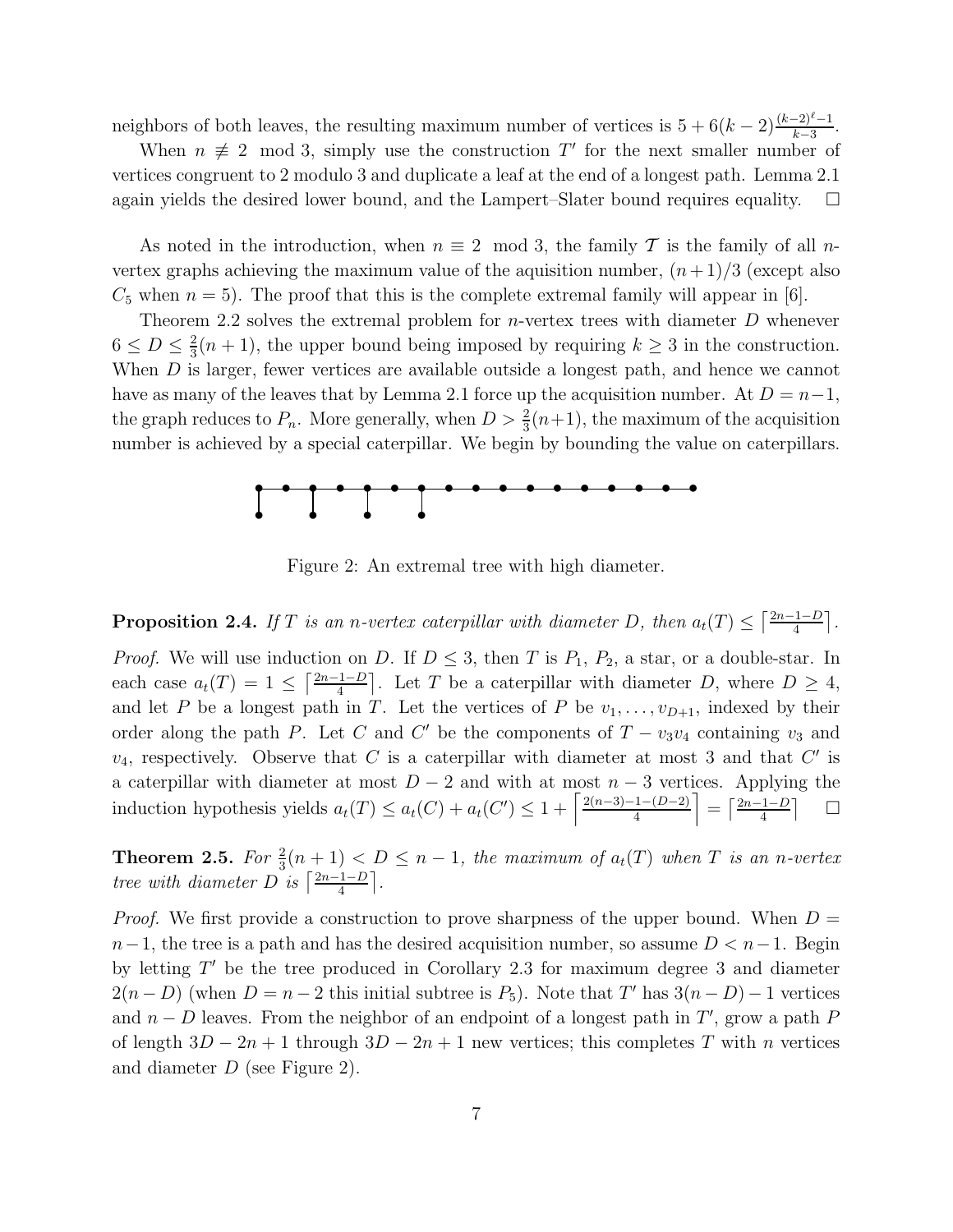neighbors of both leaves, the resulting maximum number of vertices is $5 + 6(k-2)\frac{(k-2)^\ell - 1}{k-3}$.

When $n \not\equiv 2 \mod 3$, simply use the construction $T'$ for the next smaller number of vertices congruent to 2 modulo 3 and duplicate a leaf at the end of a longest path. Lemma 2.1 again yields the desired lower bound, and the Lampert–Slater bound requires equality. $\square$

As noted in the introduction, when $n \equiv 2 \mod 3$, the family $\mathcal{T}$ is the family of all $n$-vertex graphs achieving the maximum value of the aquisition number, $(n+1)/3$ (except also $C_5$ when $n = 5$). The proof that this is the complete extremal family will appear in [6].

Theorem 2.2 solves the extremal problem for $n$-vertex trees with diameter $D$ whenever $6 \le D \le \frac{2}{3}(n+1)$, the upper bound being imposed by requiring $k \ge 3$ in the construction. When $D$ is larger, fewer vertices are available outside a longest path, and hence we cannot have as many of the leaves that by Lemma 2.1 force up the acquisition number. At $D = n-1$, the graph reduces to $P_n$. More generally, when $D > \frac{2}{3}(n+1)$, the maximum of the acquisition number is achieved by a special caterpillar. We begin by bounding the value on caterpillars.

Figure 2: An extremal tree with high diameter.

**Proposition 2.4.** *If $T$ is an $n$-vertex caterpillar with diameter $D$, then $a_t(T) \le \left\lceil \frac{2n-1-D}{4} \right\rceil$.*

*Proof.* We will use induction on $D$. If $D \le 3$, then $T$ is $P_1$, $P_2$, a star, or a double-star. In each case $a_t(T) = 1 \le \left\lceil \frac{2n-1-D}{4} \right\rceil$. Let $T$ be a caterpillar with diameter $D$, where $D \ge 4$, and let $P$ be a longest path in $T$. Let the vertices of $P$ be $v_1, \ldots, v_{D+1}$, indexed by their order along the path $P$. Let $C$ and $C'$ be the components of $T - v_3v_4$ containing $v_3$ and $v_4$, respectively. Observe that $C$ is a caterpillar with diameter at most 3 and that $C'$ is a caterpillar with diameter at most $D-2$ and with at most $n-3$ vertices. Applying the induction hypothesis yields $a_t(T) \le a_t(C) + a_t(C') \le 1 + \left\lceil \frac{2(n-3)-1-(D-2)}{4} \right\rceil = \left\lceil \frac{2n-1-D}{4} \right\rceil$ $\square$

**Theorem 2.5.** *For $\frac{2}{3}(n+1) < D \le n-1$, the maximum of $a_t(T)$ when $T$ is an $n$-vertex tree with diameter $D$ is $\left\lceil \frac{2n-1-D}{4} \right\rceil$.*

*Proof.* We first provide a construction to prove sharpness of the upper bound. When $D = n-1$, the tree is a path and has the desired acquisition number, so assume $D < n-1$. Begin by letting $T'$ be the tree produced in Corollary 2.3 for maximum degree 3 and diameter $2(n-D)$ (when $D = n-2$ this initial subtree is $P_5$). Note that $T'$ has $3(n-D)-1$ vertices and $n-D$ leaves. From the neighbor of an endpoint of a longest path in $T'$, grow a path $P$ of length $3D-2n+1$ through $3D-2n+1$ new vertices; this completes $T$ with $n$ vertices and diameter $D$ (see Figure 2).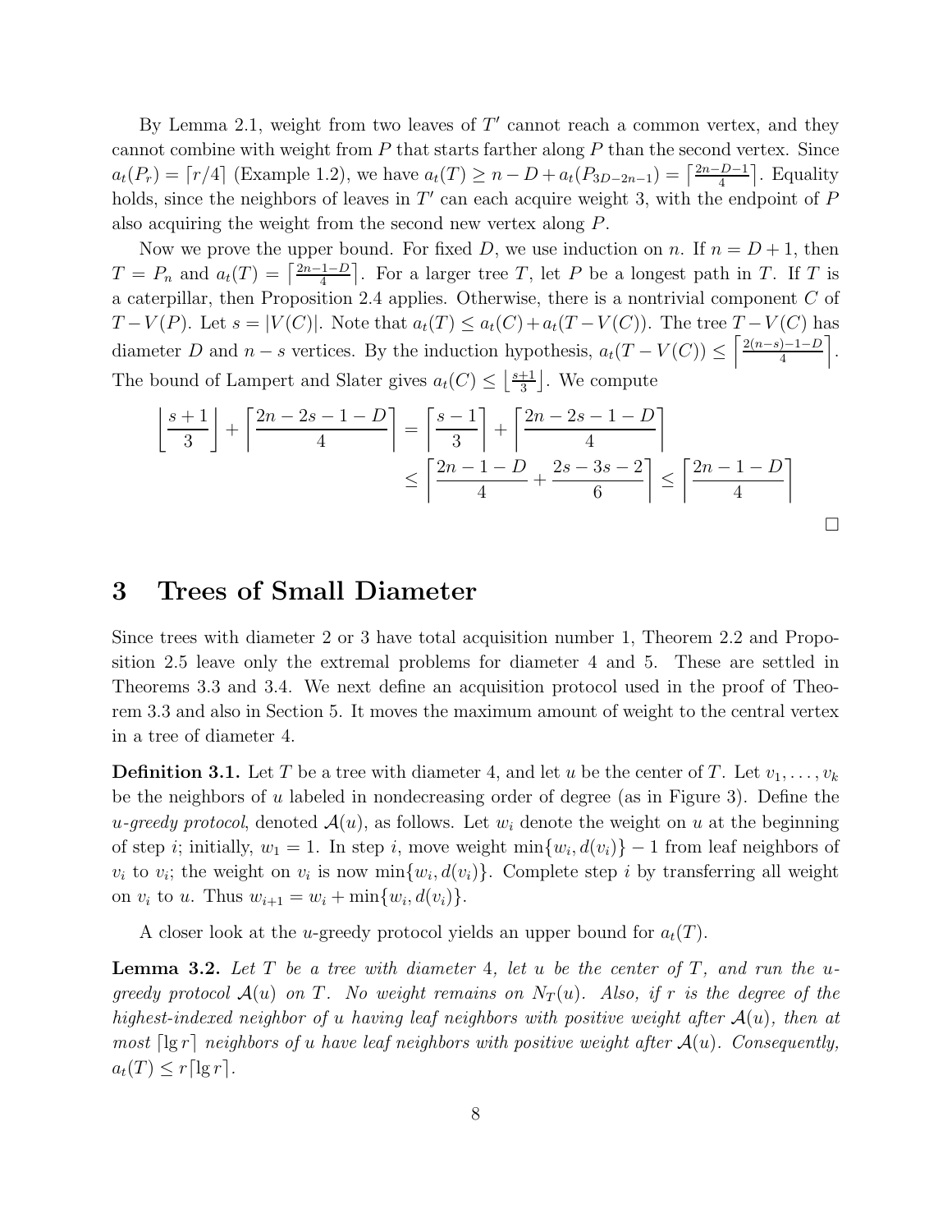By Lemma 2.1, weight from two leaves of $T'$ cannot reach a common vertex, and they cannot combine with weight from $P$ that starts farther along $P$ than the second vertex. Since $a_t(P_r) = \lceil r/4 \rceil$ (Example 1.2), we have $a_t(T) \ge n - D + a_t(P_{3D-2n-1}) = \left\lceil \frac{2n-D-1}{4} \right\rceil$. Equality holds, since the neighbors of leaves in $T'$ can each acquire weight 3, with the endpoint of $P$ also acquiring the weight from the second new vertex along $P$.

Now we prove the upper bound. For fixed $D$, we use induction on $n$. If $n = D+1$, then $T = P_n$ and $a_t(T) = \left\lceil \frac{2n-1-D}{4} \right\rceil$. For a larger tree $T$, let $P$ be a longest path in $T$. If $T$ is a caterpillar, then Proposition 2.4 applies. Otherwise, there is a nontrivial component $C$ of $T - V(P)$. Let $s = |V(C)|$. Note that $a_t(T) \le a_t(C) + a_t(T - V(C))$. The tree $T - V(C)$ has diameter $D$ and $n - s$ vertices. By the induction hypothesis, $a_t(T - V(C)) \le \left\lceil \frac{2(n-s)-1-D}{4} \right\rceil$. The bound of Lampert and Slater gives $a_t(C) \le \left\lfloor \frac{s+1}{3} \right\rfloor$. We compute

$$\left\lfloor \frac{s+1}{3} \right\rfloor + \left\lceil \frac{2n-2s-1-D}{4} \right\rceil = \left\lceil \frac{s-1}{3} \right\rceil + \left\lceil \frac{2n-2s-1-D}{4} \right\rceil$$
$$\le \left\lceil \frac{2n-1-D}{4} + \frac{2s-3s-2}{6} \right\rceil \le \left\lceil \frac{2n-1-D}{4} \right\rceil$$

□

# 3 Trees of Small Diameter

Since trees with diameter 2 or 3 have total acquisition number 1, Theorem 2.2 and Proposition 2.5 leave only the extremal problems for diameter 4 and 5. These are settled in Theorems 3.3 and 3.4. We next define an acquisition protocol used in the proof of Theorem 3.3 and also in Section 5. It moves the maximum amount of weight to the central vertex in a tree of diameter 4.

**Definition 3.1.** Let $T$ be a tree with diameter 4, and let $u$ be the center of $T$. Let $v_1, \ldots, v_k$ be the neighbors of $u$ labeled in nondecreasing order of degree (as in Figure 3). Define the *u-greedy protocol*, denoted $\mathcal{A}(u)$, as follows. Let $w_i$ denote the weight on $u$ at the beginning of step $i$; initially, $w_1 = 1$. In step $i$, move weight $\min\{w_i, d(v_i)\} - 1$ from leaf neighbors of $v_i$ to $v_i$; the weight on $v_i$ is now $\min\{w_i, d(v_i)\}$. Complete step $i$ by transferring all weight on $v_i$ to $u$. Thus $w_{i+1} = w_i + \min\{w_i, d(v_i)\}$.

A closer look at the $u$-greedy protocol yields an upper bound for $a_t(T)$.

**Lemma 3.2.** *Let $T$ be a tree with diameter 4, let $u$ be the center of $T$, and run the $u$-greedy protocol $\mathcal{A}(u)$ on $T$. No weight remains on $N_T(u)$. Also, if $r$ is the degree of the highest-indexed neighbor of $u$ having leaf neighbors with positive weight after $\mathcal{A}(u)$, then at most $\lceil \lg r \rceil$ neighbors of $u$ have leaf neighbors with positive weight after $\mathcal{A}(u)$. Consequently, $a_t(T) \le r \lceil \lg r \rceil$.*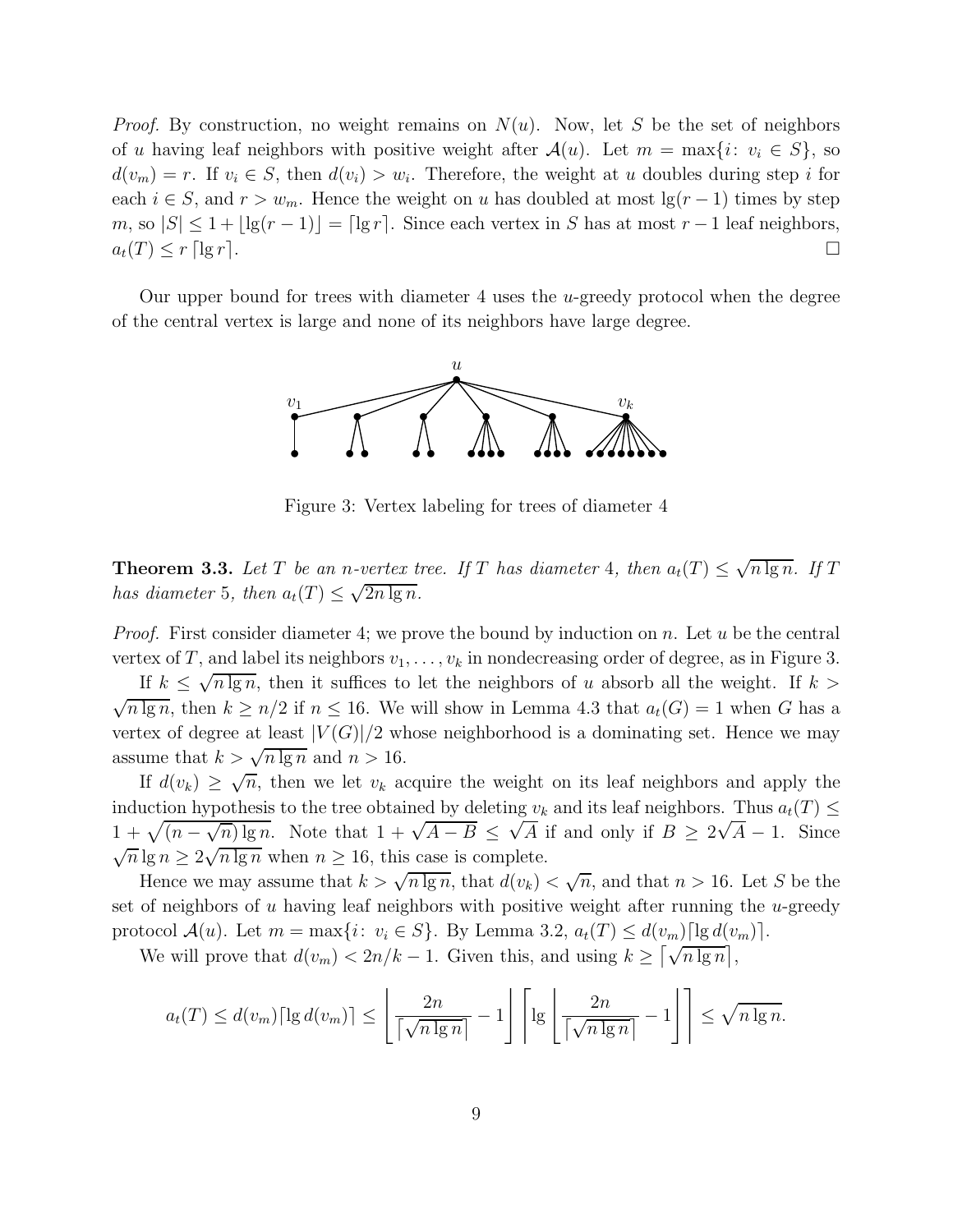*Proof.* By construction, no weight remains on $N(u)$. Now, let $S$ be the set of neighbors of $u$ having leaf neighbors with positive weight after $\mathcal{A}(u)$. Let $m = \max\{i\colon v_i \in S\}$, so $d(v_m) = r$. If $v_i \in S$, then $d(v_i) > w_i$. Therefore, the weight at $u$ doubles during step $i$ for each $i \in S$, and $r > w_m$. Hence the weight on $u$ has doubled at most $\lg(r-1)$ times by step $m$, so $|S| \le 1 + \lfloor \lg(r-1) \rfloor = \lceil \lg r \rceil$. Since each vertex in $S$ has at most $r-1$ leaf neighbors, $a_t(T) \le r \lceil \lg r \rceil$. □

Our upper bound for trees with diameter 4 uses the $u$-greedy protocol when the degree of the central vertex is large and none of its neighbors have large degree.

Figure 3: Vertex labeling for trees of diameter 4

**Theorem 3.3.** *Let $T$ be an $n$-vertex tree. If $T$ has diameter 4, then $a_t(T) \le \sqrt{n \lg n}$. If $T$ has diameter 5, then $a_t(T) \le \sqrt{2n \lg n}$.*

*Proof.* First consider diameter 4; we prove the bound by induction on $n$. Let $u$ be the central vertex of $T$, and label its neighbors $v_1, \ldots, v_k$ in nondecreasing order of degree, as in Figure 3.

If $k \le \sqrt{n \lg n}$, then it suffices to let the neighbors of $u$ absorb all the weight. If $k > \sqrt{n \lg n}$, then $k \ge n/2$ if $n \le 16$. We will show in Lemma 4.3 that $a_t(G) = 1$ when $G$ has a vertex of degree at least $|V(G)|/2$ whose neighborhood is a dominating set. Hence we may assume that $k > \sqrt{n \lg n}$ and $n > 16$.

If $d(v_k) \ge \sqrt{n}$, then we let $v_k$ acquire the weight on its leaf neighbors and apply the induction hypothesis to the tree obtained by deleting $v_k$ and its leaf neighbors. Thus $a_t(T) \le 1 + \sqrt{(n - \sqrt{n}) \lg n}$. Note that $1 + \sqrt{A - B} \le \sqrt{A}$ if and only if $B \ge 2\sqrt{A} - 1$. Since $\sqrt{n} \lg n \ge 2\sqrt{n \lg n}$ when $n \ge 16$, this case is complete.

Hence we may assume that $k > \sqrt{n \lg n}$, that $d(v_k) < \sqrt{n}$, and that $n > 16$. Let $S$ be the set of neighbors of $u$ having leaf neighbors with positive weight after running the $u$-greedy protocol $\mathcal{A}(u)$. Let $m = \max\{i\colon v_i \in S\}$. By Lemma 3.2, $a_t(T) \le d(v_m) \lceil \lg d(v_m) \rceil$.

We will prove that $d(v_m) < 2n/k - 1$. Given this, and using $k \ge \lceil \sqrt{n \lg n} \rceil$,

$$a_t(T) \le d(v_m) \lceil \lg d(v_m) \rceil \le \left\lfloor \frac{2n}{\lceil \sqrt{n \lg n} \rceil} - 1 \right\rfloor \left\lceil \lg \left\lfloor \frac{2n}{\lceil \sqrt{n \lg n} \rceil} - 1 \right\rfloor \right\rceil \le \sqrt{n \lg n}.$$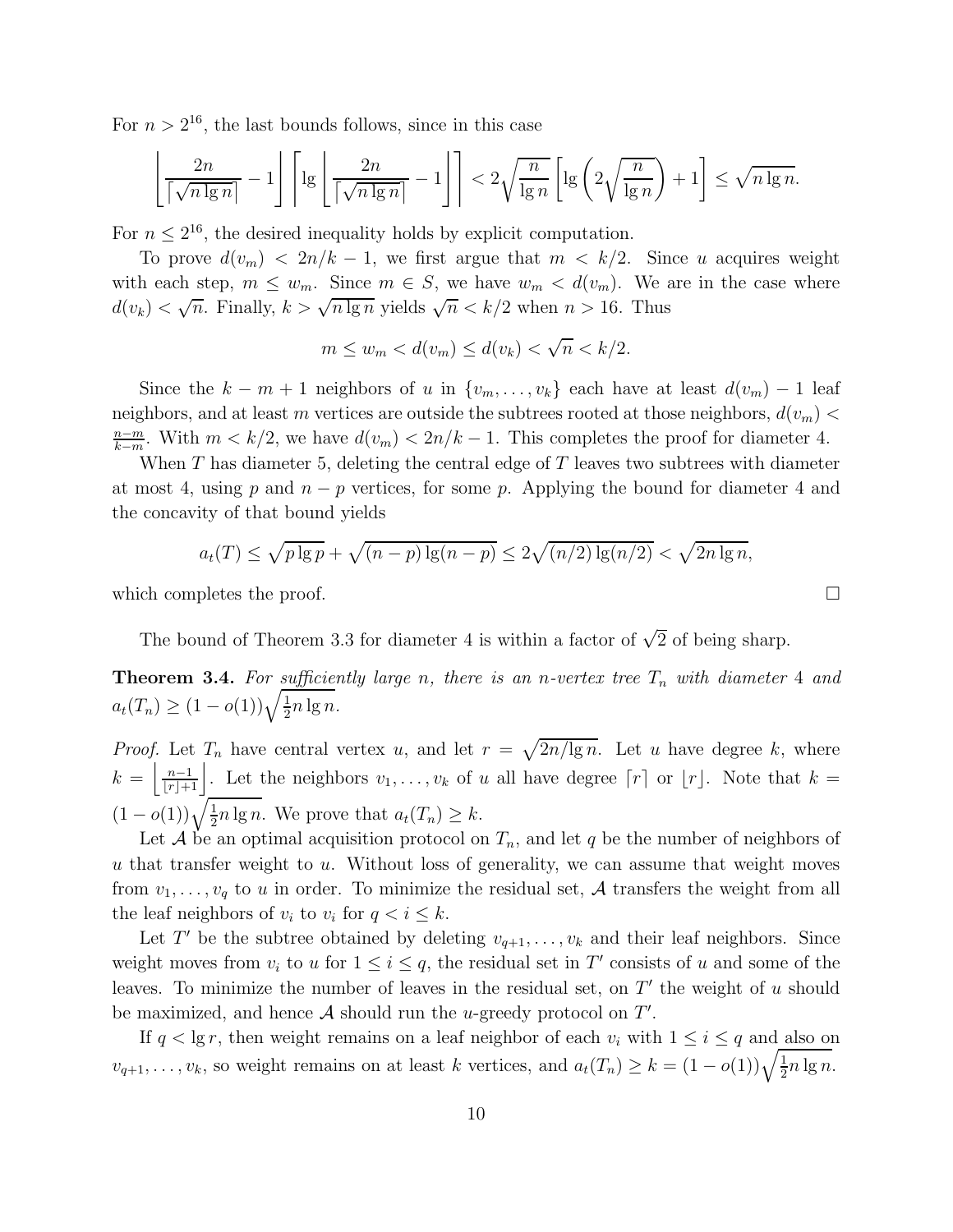For $n > 2^{16}$, the last bounds follows, since in this case

$$\left\lfloor \frac{2n}{\lceil \sqrt{n \lg n} \rceil} - 1 \right\rfloor \left\lceil \lg \left\lfloor \frac{2n}{\lceil \sqrt{n \lg n} \rceil} - 1 \right\rfloor \right\rceil < 2\sqrt{\frac{n}{\lg n}} \left[ \lg \left( 2\sqrt{\frac{n}{\lg n}} \right) + 1 \right] \le \sqrt{n \lg n}.$$

For $n \le 2^{16}$, the desired inequality holds by explicit computation.

To prove $d(v_m) < 2n/k - 1$, we first argue that $m < k/2$. Since $u$ acquires weight with each step, $m \le w_m$. Since $m \in S$, we have $w_m < d(v_m)$. We are in the case where $d(v_k) < \sqrt{n}$. Finally, $k > \sqrt{n \lg n}$ yields $\sqrt{n} < k/2$ when $n > 16$. Thus

$$m \le w_m < d(v_m) \le d(v_k) < \sqrt{n} < k/2.$$

Since the $k - m + 1$ neighbors of $u$ in $\{v_m, \ldots, v_k\}$ each have at least $d(v_m) - 1$ leaf neighbors, and at least $m$ vertices are outside the subtrees rooted at those neighbors, $d(v_m) < \frac{n-m}{k-m}$. With $m < k/2$, we have $d(v_m) < 2n/k - 1$. This completes the proof for diameter 4.

When $T$ has diameter 5, deleting the central edge of $T$ leaves two subtrees with diameter at most 4, using $p$ and $n - p$ vertices, for some $p$. Applying the bound for diameter 4 and the concavity of that bound yields

$$a_t(T) \le \sqrt{p \lg p} + \sqrt{(n-p)\lg(n-p)} \le 2\sqrt{(n/2)\lg(n/2)} < \sqrt{2n \lg n},$$

which completes the proof. □

The bound of Theorem 3.3 for diameter 4 is within a factor of $\sqrt{2}$ of being sharp.

**Theorem 3.4.** *For sufficiently large $n$, there is an $n$-vertex tree $T_n$ with diameter 4 and $a_t(T_n) \ge (1 - o(1))\sqrt{\frac{1}{2} n \lg n}$.*

*Proof.* Let $T_n$ have central vertex $u$, and let $r = \sqrt{2n/\lg n}$. Let $u$ have degree $k$, where $k = \left\lfloor \frac{n-1}{\lfloor r \rfloor + 1} \right\rfloor$. Let the neighbors $v_1, \ldots, v_k$ of $u$ all have degree $\lceil r \rceil$ or $\lfloor r \rfloor$. Note that $k = (1 - o(1))\sqrt{\frac{1}{2} n \lg n}$. We prove that $a_t(T_n) \ge k$.

Let $\mathcal{A}$ be an optimal acquisition protocol on $T_n$, and let $q$ be the number of neighbors of $u$ that transfer weight to $u$. Without loss of generality, we can assume that weight moves from $v_1, \ldots, v_q$ to $u$ in order. To minimize the residual set, $\mathcal{A}$ transfers the weight from all the leaf neighbors of $v_i$ to $v_i$ for $q < i \le k$.

Let $T'$ be the subtree obtained by deleting $v_{q+1}, \ldots, v_k$ and their leaf neighbors. Since weight moves from $v_i$ to $u$ for $1 \le i \le q$, the residual set in $T'$ consists of $u$ and some of the leaves. To minimize the number of leaves in the residual set, on $T'$ the weight of $u$ should be maximized, and hence $\mathcal{A}$ should run the $u$-greedy protocol on $T'$.

If $q < \lg r$, then weight remains on a leaf neighbor of each $v_i$ with $1 \le i \le q$ and also on $v_{q+1}, \ldots, v_k$, so weight remains on at least $k$ vertices, and $a_t(T_n) \ge k = (1 - o(1))\sqrt{\frac{1}{2} n \lg n}$.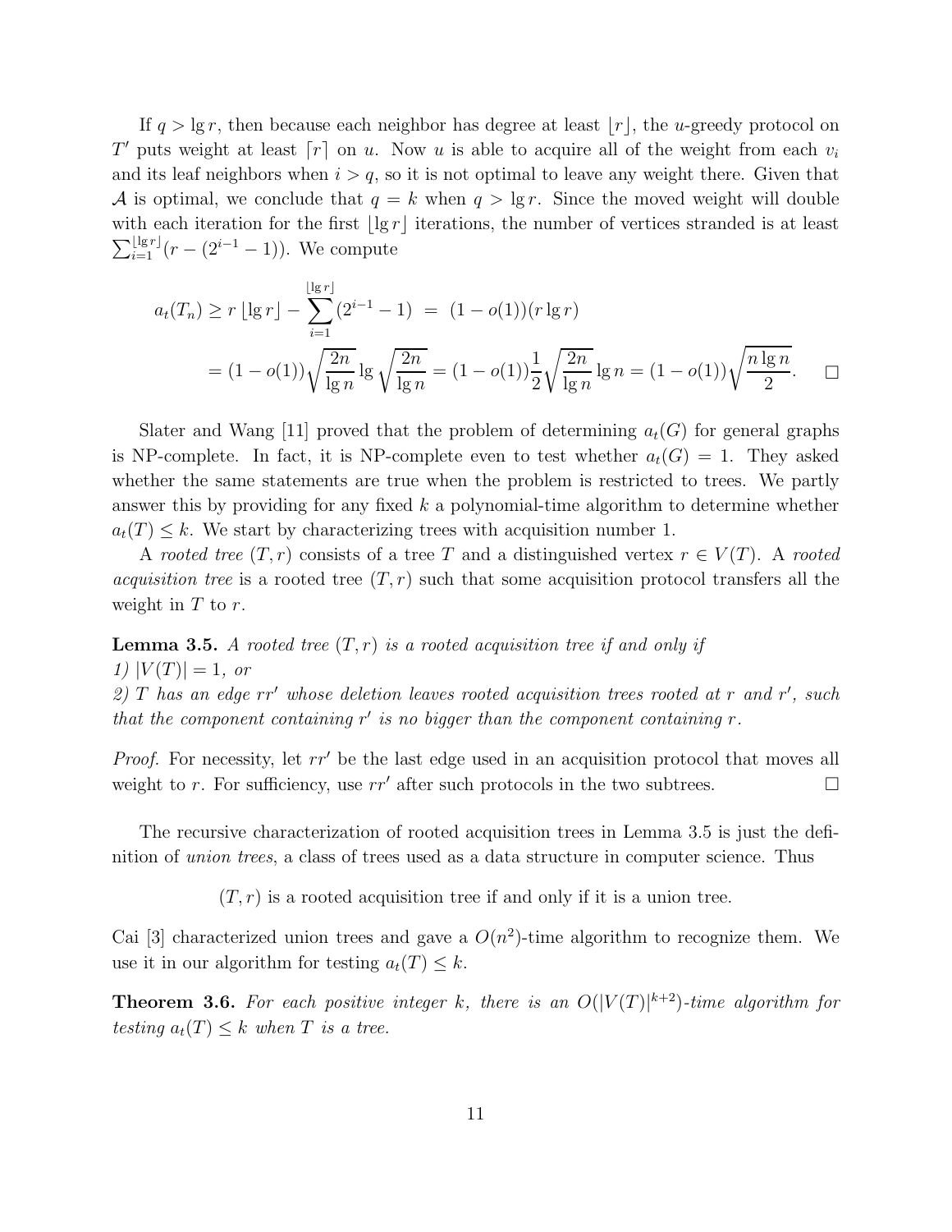If $q > \lg r$, then because each neighbor has degree at least $\lfloor r \rfloor$, the $u$-greedy protocol on $T'$ puts weight at least $\lceil r \rceil$ on $u$. Now $u$ is able to acquire all of the weight from each $v_i$ and its leaf neighbors when $i > q$, so it is not optimal to leave any weight there. Given that $\mathcal{A}$ is optimal, we conclude that $q = k$ when $q > \lg r$. Since the moved weight will double with each iteration for the first $\lfloor \lg r \rfloor$ iterations, the number of vertices stranded is at least $\sum_{i=1}^{\lfloor \lg r \rfloor}(r - (2^{i-1} - 1))$. We compute

$$a_t(T_n) \geq r \lfloor \lg r \rfloor - \sum_{i=1}^{\lfloor \lg r \rfloor}(2^{i-1} - 1) \;=\; (1 - o(1))(r \lg r)$$

$$= (1 - o(1))\sqrt{\frac{2n}{\lg n}} \lg \sqrt{\frac{2n}{\lg n}} = (1 - o(1))\frac{1}{2}\sqrt{\frac{2n}{\lg n}} \lg n = (1 - o(1))\sqrt{\frac{n \lg n}{2}}. \qquad \square$$

Slater and Wang [11] proved that the problem of determining $a_t(G)$ for general graphs is NP-complete. In fact, it is NP-complete even to test whether $a_t(G) = 1$. They asked whether the same statements are true when the problem is restricted to trees. We partly answer this by providing for any fixed $k$ a polynomial-time algorithm to determine whether $a_t(T) \leq k$. We start by characterizing trees with acquisition number 1.

A *rooted tree* $(T, r)$ consists of a tree $T$ and a distinguished vertex $r \in V(T)$. A *rooted acquisition tree* is a rooted tree $(T, r)$ such that some acquisition protocol transfers all the weight in $T$ to $r$.

**Lemma 3.5.** *A rooted tree $(T, r)$ is a rooted acquisition tree if and only if*
*1) $|V(T)| = 1$, or*
*2) $T$ has an edge $rr'$ whose deletion leaves rooted acquisition trees rooted at $r$ and $r'$, such that the component containing $r'$ is no bigger than the component containing $r$.*

*Proof.* For necessity, let $rr'$ be the last edge used in an acquisition protocol that moves all weight to $r$. For sufficiency, use $rr'$ after such protocols in the two subtrees. $\square$

The recursive characterization of rooted acquisition trees in Lemma 3.5 is just the definition of *union trees*, a class of trees used as a data structure in computer science. Thus

$(T, r)$ is a rooted acquisition tree if and only if it is a union tree.

Cai [3] characterized union trees and gave a $O(n^2)$-time algorithm to recognize them. We use it in our algorithm for testing $a_t(T) \leq k$.

**Theorem 3.6.** *For each positive integer $k$, there is an $O(|V(T)|^{k+2})$-time algorithm for testing $a_t(T) \leq k$ when $T$ is a tree.*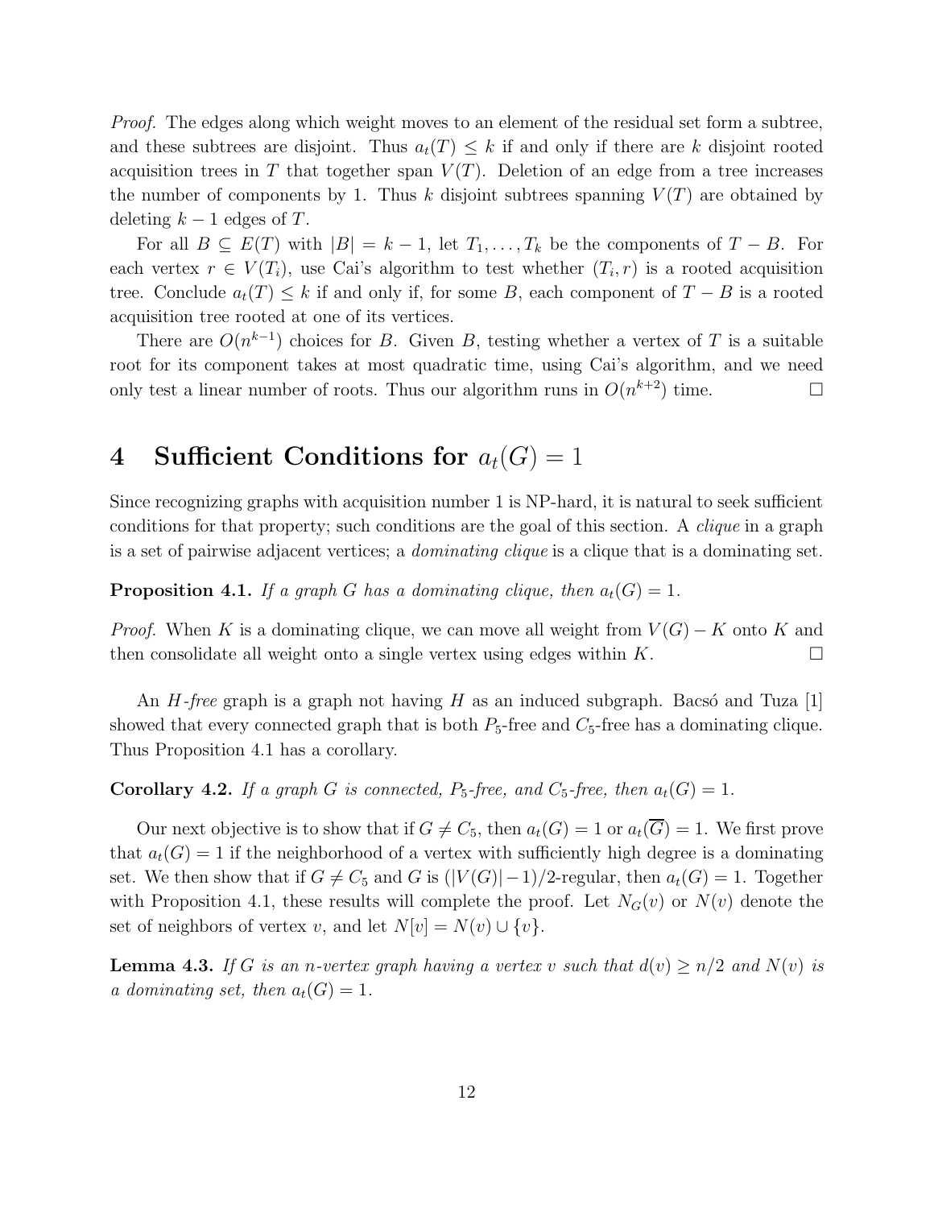*Proof.* The edges along which weight moves to an element of the residual set form a subtree, and these subtrees are disjoint. Thus $a_t(T) \leq k$ if and only if there are $k$ disjoint rooted acquisition trees in $T$ that together span $V(T)$. Deletion of an edge from a tree increases the number of components by 1. Thus $k$ disjoint subtrees spanning $V(T)$ are obtained by deleting $k-1$ edges of $T$.

For all $B \subseteq E(T)$ with $|B| = k-1$, let $T_1, \ldots, T_k$ be the components of $T - B$. For each vertex $r \in V(T_i)$, use Cai's algorithm to test whether $(T_i, r)$ is a rooted acquisition tree. Conclude $a_t(T) \leq k$ if and only if, for some $B$, each component of $T - B$ is a rooted acquisition tree rooted at one of its vertices.

There are $O(n^{k-1})$ choices for $B$. Given $B$, testing whether a vertex of $T$ is a suitable root for its component takes at most quadratic time, using Cai's algorithm, and we need only test a linear number of roots. Thus our algorithm runs in $O(n^{k+2})$ time. □

# 4 Sufficient Conditions for $a_t(G) = 1$

Since recognizing graphs with acquisition number 1 is NP-hard, it is natural to seek sufficient conditions for that property; such conditions are the goal of this section. A *clique* in a graph is a set of pairwise adjacent vertices; a *dominating clique* is a clique that is a dominating set.

**Proposition 4.1.** *If a graph $G$ has a dominating clique, then $a_t(G) = 1$.*

*Proof.* When $K$ is a dominating clique, we can move all weight from $V(G) - K$ onto $K$ and then consolidate all weight onto a single vertex using edges within $K$. □

An *$H$-free* graph is a graph not having $H$ as an induced subgraph. Bacsó and Tuza [1] showed that every connected graph that is both $P_5$-free and $C_5$-free has a dominating clique. Thus Proposition 4.1 has a corollary.

**Corollary 4.2.** *If a graph $G$ is connected, $P_5$-free, and $C_5$-free, then $a_t(G) = 1$.*

Our next objective is to show that if $G \neq C_5$, then $a_t(G) = 1$ or $a_t(\overline{G}) = 1$. We first prove that $a_t(G) = 1$ if the neighborhood of a vertex with sufficiently high degree is a dominating set. We then show that if $G \neq C_5$ and $G$ is $(|V(G)|-1)/2$-regular, then $a_t(G) = 1$. Together with Proposition 4.1, these results will complete the proof. Let $N_G(v)$ or $N(v)$ denote the set of neighbors of vertex $v$, and let $N[v] = N(v) \cup \{v\}$.

**Lemma 4.3.** *If $G$ is an $n$-vertex graph having a vertex $v$ such that $d(v) \geq n/2$ and $N(v)$ is a dominating set, then $a_t(G) = 1$.*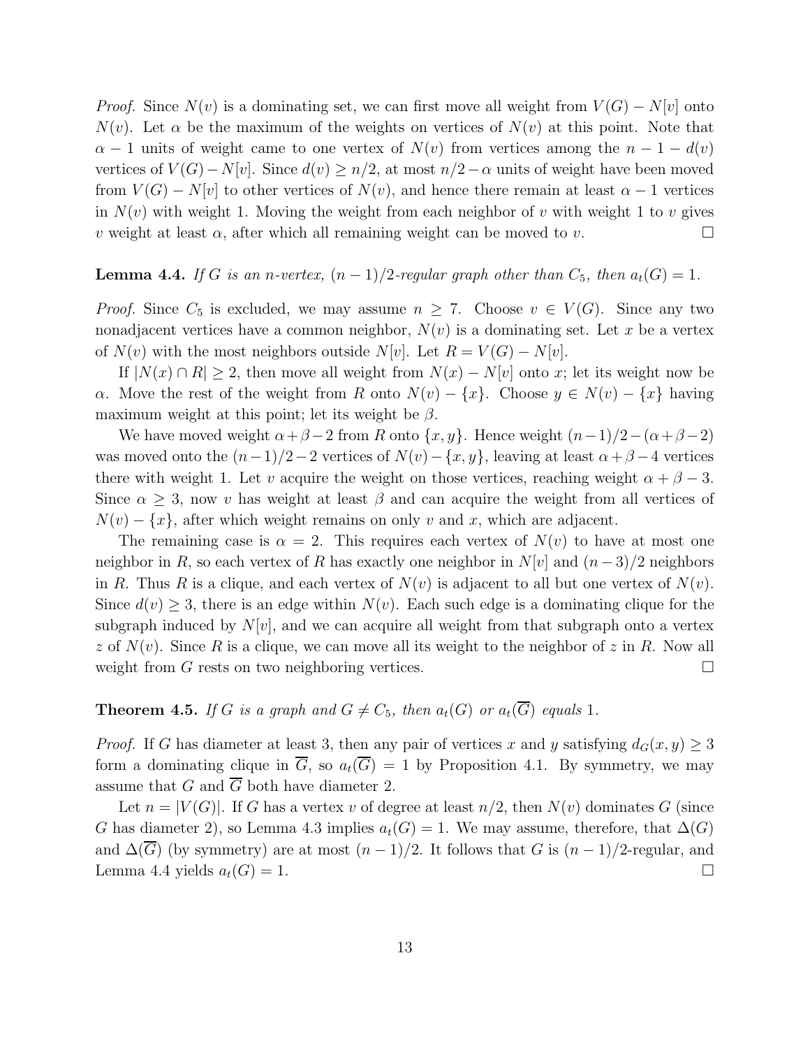*Proof.* Since $N(v)$ is a dominating set, we can first move all weight from $V(G) - N[v]$ onto $N(v)$. Let $\alpha$ be the maximum of the weights on vertices of $N(v)$ at this point. Note that $\alpha - 1$ units of weight came to one vertex of $N(v)$ from vertices among the $n - 1 - d(v)$ vertices of $V(G) - N[v]$. Since $d(v) \geq n/2$, at most $n/2 - \alpha$ units of weight have been moved from $V(G) - N[v]$ to other vertices of $N(v)$, and hence there remain at least $\alpha - 1$ vertices in $N(v)$ with weight 1. Moving the weight from each neighbor of $v$ with weight 1 to $v$ gives $v$ weight at least $\alpha$, after which all remaining weight can be moved to $v$. □

**Lemma 4.4.** *If $G$ is an $n$-vertex, $(n-1)/2$-regular graph other than $C_5$, then $a_t(G) = 1$.*

*Proof.* Since $C_5$ is excluded, we may assume $n \geq 7$. Choose $v \in V(G)$. Since any two nonadjacent vertices have a common neighbor, $N(v)$ is a dominating set. Let $x$ be a vertex of $N(v)$ with the most neighbors outside $N[v]$. Let $R = V(G) - N[v]$.

If $|N(x) \cap R| \geq 2$, then move all weight from $N(x) - N[v]$ onto $x$; let its weight now be $\alpha$. Move the rest of the weight from $R$ onto $N(v) - \{x\}$. Choose $y \in N(v) - \{x\}$ having maximum weight at this point; let its weight be $\beta$.

We have moved weight $\alpha + \beta - 2$ from $R$ onto $\{x, y\}$. Hence weight $(n-1)/2 - (\alpha + \beta - 2)$ was moved onto the $(n-1)/2 - 2$ vertices of $N(v) - \{x, y\}$, leaving at least $\alpha + \beta - 4$ vertices there with weight 1. Let $v$ acquire the weight on those vertices, reaching weight $\alpha + \beta - 3$. Since $\alpha \geq 3$, now $v$ has weight at least $\beta$ and can acquire the weight from all vertices of $N(v) - \{x\}$, after which weight remains on only $v$ and $x$, which are adjacent.

The remaining case is $\alpha = 2$. This requires each vertex of $N(v)$ to have at most one neighbor in $R$, so each vertex of $R$ has exactly one neighbor in $N[v]$ and $(n-3)/2$ neighbors in $R$. Thus $R$ is a clique, and each vertex of $N(v)$ is adjacent to all but one vertex of $N(v)$. Since $d(v) \geq 3$, there is an edge within $N(v)$. Each such edge is a dominating clique for the subgraph induced by $N[v]$, and we can acquire all weight from that subgraph onto a vertex $z$ of $N(v)$. Since $R$ is a clique, we can move all its weight to the neighbor of $z$ in $R$. Now all weight from $G$ rests on two neighboring vertices. □

**Theorem 4.5.** *If $G$ is a graph and $G \neq C_5$, then $a_t(G)$ or $a_t(\overline{G})$ equals 1.*

*Proof.* If $G$ has diameter at least 3, then any pair of vertices $x$ and $y$ satisfying $d_G(x, y) \geq 3$ form a dominating clique in $\overline{G}$, so $a_t(\overline{G}) = 1$ by Proposition 4.1. By symmetry, we may assume that $G$ and $\overline{G}$ both have diameter 2.

Let $n = |V(G)|$. If $G$ has a vertex $v$ of degree at least $n/2$, then $N(v)$ dominates $G$ (since $G$ has diameter 2), so Lemma 4.3 implies $a_t(G) = 1$. We may assume, therefore, that $\Delta(G)$ and $\Delta(\overline{G})$ (by symmetry) are at most $(n-1)/2$. It follows that $G$ is $(n-1)/2$-regular, and Lemma 4.4 yields $a_t(G) = 1$. □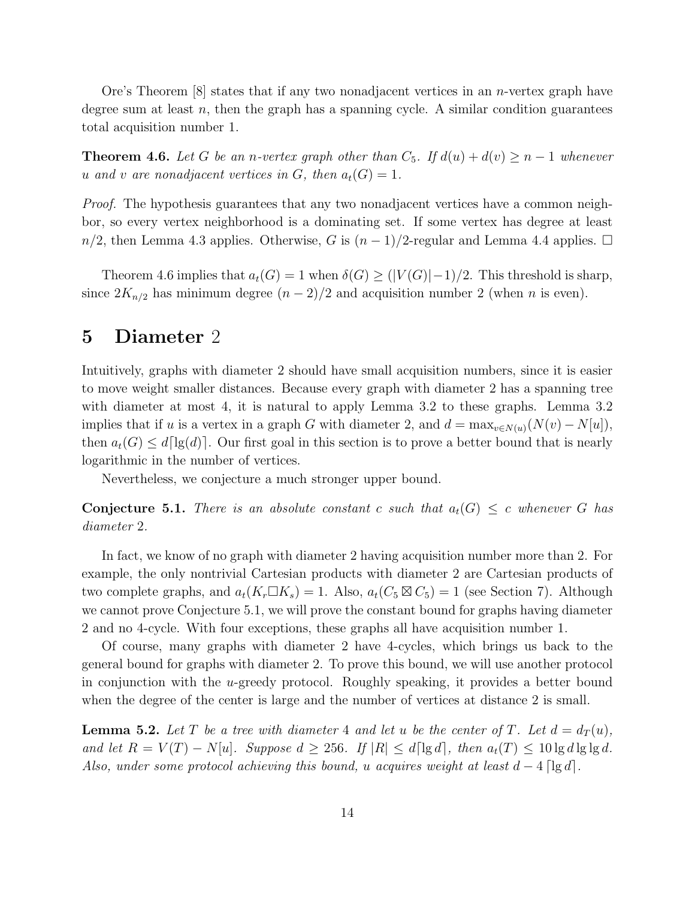Ore's Theorem [8] states that if any two nonadjacent vertices in an $n$-vertex graph have degree sum at least $n$, then the graph has a spanning cycle. A similar condition guarantees total acquisition number 1.

**Theorem 4.6.** *Let $G$ be an $n$-vertex graph other than $C_5$. If $d(u) + d(v) \geq n - 1$ whenever $u$ and $v$ are nonadjacent vertices in $G$, then $a_t(G) = 1$.*

*Proof.* The hypothesis guarantees that any two nonadjacent vertices have a common neighbor, so every vertex neighborhood is a dominating set. If some vertex has degree at least $n/2$, then Lemma 4.3 applies. Otherwise, $G$ is $(n-1)/2$-regular and Lemma 4.4 applies. $\square$

Theorem 4.6 implies that $a_t(G) = 1$ when $\delta(G) \geq (|V(G)|-1)/2$. This threshold is sharp, since $2K_{n/2}$ has minimum degree $(n-2)/2$ and acquisition number 2 (when $n$ is even).

# 5 Diameter 2

Intuitively, graphs with diameter 2 should have small acquisition numbers, since it is easier to move weight smaller distances. Because every graph with diameter 2 has a spanning tree with diameter at most 4, it is natural to apply Lemma 3.2 to these graphs. Lemma 3.2 implies that if $u$ is a vertex in a graph $G$ with diameter 2, and $d = \max_{v \in N(u)}(N(v) - N[u])$, then $a_t(G) \leq d\lceil \lg(d) \rceil$. Our first goal in this section is to prove a better bound that is nearly logarithmic in the number of vertices.

Nevertheless, we conjecture a much stronger upper bound.

**Conjecture 5.1.** *There is an absolute constant $c$ such that $a_t(G) \leq c$ whenever $G$ has diameter 2.*

In fact, we know of no graph with diameter 2 having acquisition number more than 2. For example, the only nontrivial Cartesian products with diameter 2 are Cartesian products of two complete graphs, and $a_t(K_r \square K_s) = 1$. Also, $a_t(C_5 \boxtimes C_5) = 1$ (see Section 7). Although we cannot prove Conjecture 5.1, we will prove the constant bound for graphs having diameter 2 and no 4-cycle. With four exceptions, these graphs all have acquisition number 1.

Of course, many graphs with diameter 2 have 4-cycles, which brings us back to the general bound for graphs with diameter 2. To prove this bound, we will use another protocol in conjunction with the $u$-greedy protocol. Roughly speaking, it provides a better bound when the degree of the center is large and the number of vertices at distance 2 is small.

**Lemma 5.2.** *Let $T$ be a tree with diameter 4 and let $u$ be the center of $T$. Let $d = d_T(u)$, and let $R = V(T) - N[u]$. Suppose $d \geq 256$. If $|R| \leq d\lceil \lg d \rceil$, then $a_t(T) \leq 10 \lg d \lg \lg d$. Also, under some protocol achieving this bound, $u$ acquires weight at least $d - 4\lceil \lg d \rceil$.*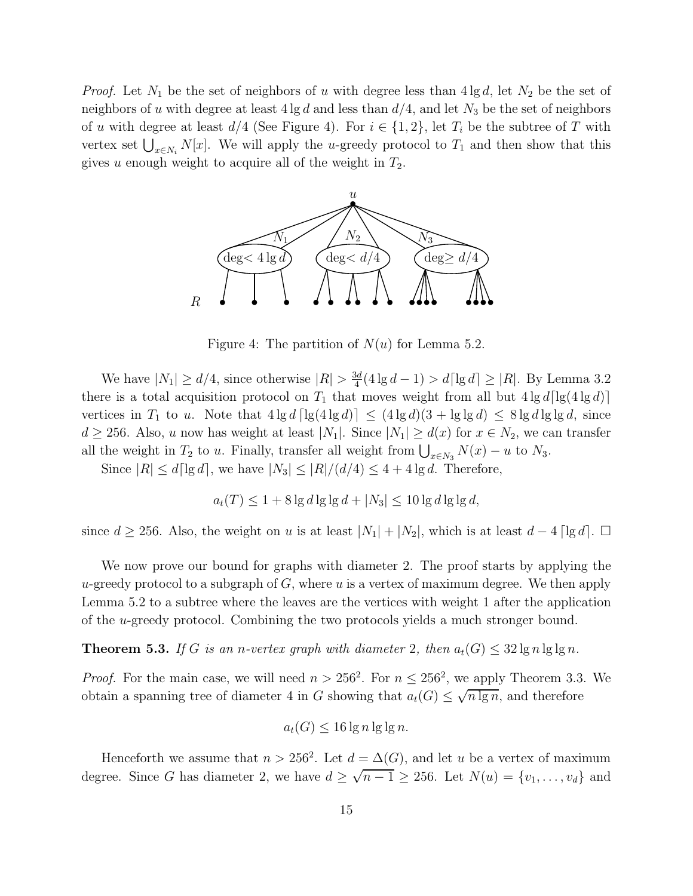*Proof.* Let $N_1$ be the set of neighbors of $u$ with degree less than $4\lg d$, let $N_2$ be the set of neighbors of $u$ with degree at least $4\lg d$ and less than $d/4$, and let $N_3$ be the set of neighbors of $u$ with degree at least $d/4$ (See Figure 4). For $i \in \{1,2\}$, let $T_i$ be the subtree of $T$ with vertex set $\bigcup_{x\in N_i} N[x]$. We will apply the $u$-greedy protocol to $T_1$ and then show that this gives $u$ enough weight to acquire all of the weight in $T_2$.

Figure 4: The partition of $N(u)$ for Lemma 5.2.

We have $|N_1| \geq d/4$, since otherwise $|R| > \frac{3d}{4}(4\lg d - 1) > d\lceil \lg d\rceil \geq |R|$. By Lemma 3.2 there is a total acquisition protocol on $T_1$ that moves weight from all but $4\lg d\lceil \lg(4\lg d)\rceil$ vertices in $T_1$ to $u$. Note that $4\lg d\lceil \lg(4\lg d)\rceil \leq (4\lg d)(3+\lg\lg d) \leq 8\lg d\lg\lg d$, since $d \geq 256$. Also, $u$ now has weight at least $|N_1|$. Since $|N_1| \geq d(x)$ for $x \in N_2$, we can transfer all the weight in $T_2$ to $u$. Finally, transfer all weight from $\bigcup_{x\in N_3} N(x) - u$ to $N_3$.

Since $|R| \leq d\lceil \lg d\rceil$, we have $|N_3| \leq |R|/(d/4) \leq 4 + 4\lg d$. Therefore,

$$a_t(T) \leq 1 + 8\lg d\lg\lg d + |N_3| \leq 10\lg d\lg\lg d,$$

since $d \geq 256$. Also, the weight on $u$ is at least $|N_1| + |N_2|$, which is at least $d - 4\lceil \lg d\rceil$. $\square$

We now prove our bound for graphs with diameter 2. The proof starts by applying the $u$-greedy protocol to a subgraph of $G$, where $u$ is a vertex of maximum degree. We then apply Lemma 5.2 to a subtree where the leaves are the vertices with weight 1 after the application of the $u$-greedy protocol. Combining the two protocols yields a much stronger bound.

**Theorem 5.3.** *If $G$ is an $n$-vertex graph with diameter 2, then $a_t(G) \leq 32\lg n\lg\lg n$.*

*Proof.* For the main case, we will need $n > 256^2$. For $n \leq 256^2$, we apply Theorem 3.3. We obtain a spanning tree of diameter 4 in $G$ showing that $a_t(G) \leq \sqrt{n\lg n}$, and therefore

$$a_t(G) \leq 16\lg n\lg\lg n.$$

Henceforth we assume that $n > 256^2$. Let $d = \Delta(G)$, and let $u$ be a vertex of maximum degree. Since $G$ has diameter 2, we have $d \geq \sqrt{n-1} \geq 256$. Let $N(u) = \{v_1, \ldots, v_d\}$ and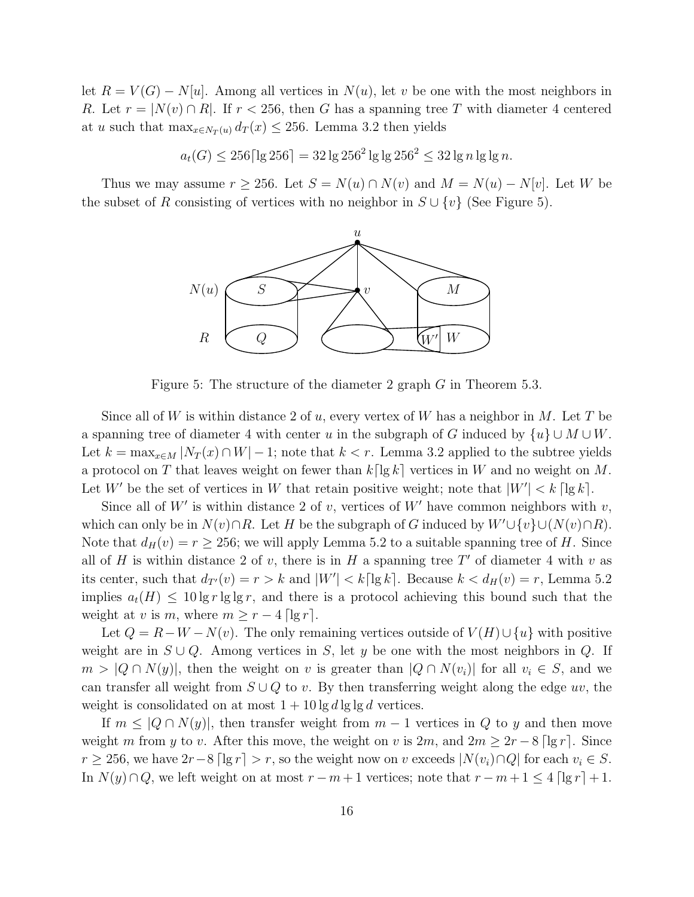let $R = V(G) - N[u]$. Among all vertices in $N(u)$, let $v$ be one with the most neighbors in $R$. Let $r = |N(v) \cap R|$. If $r < 256$, then $G$ has a spanning tree $T$ with diameter 4 centered at $u$ such that $\max_{x \in N_T(u)} d_T(x) \leq 256$. Lemma 3.2 then yields

$$a_t(G) \leq 256\lceil \lg 256 \rceil = 32 \lg 256^2 \lg \lg 256^2 \leq 32 \lg n \lg \lg n.$$

Thus we may assume $r \geq 256$. Let $S = N(u) \cap N(v)$ and $M = N(u) - N[v]$. Let $W$ be the subset of $R$ consisting of vertices with no neighbor in $S \cup \{v\}$ (See Figure 5).

Figure 5: The structure of the diameter 2 graph $G$ in Theorem 5.3.

Since all of $W$ is within distance 2 of $u$, every vertex of $W$ has a neighbor in $M$. Let $T$ be a spanning tree of diameter 4 with center $u$ in the subgraph of $G$ induced by $\{u\} \cup M \cup W$. Let $k = \max_{x \in M} |N_T(x) \cap W| - 1$; note that $k < r$. Lemma 3.2 applied to the subtree yields a protocol on $T$ that leaves weight on fewer than $k\lceil \lg k \rceil$ vertices in $W$ and no weight on $M$. Let $W'$ be the set of vertices in $W$ that retain positive weight; note that $|W'| < k \lceil \lg k \rceil$.

Since all of $W'$ is within distance 2 of $v$, vertices of $W'$ have common neighbors with $v$, which can only be in $N(v) \cap R$. Let $H$ be the subgraph of $G$ induced by $W' \cup \{v\} \cup (N(v) \cap R)$. Note that $d_H(v) = r \geq 256$; we will apply Lemma 5.2 to a suitable spanning tree of $H$. Since all of $H$ is within distance 2 of $v$, there is in $H$ a spanning tree $T'$ of diameter 4 with $v$ as its center, such that $d_{T'}(v) = r > k$ and $|W'| < k\lceil \lg k \rceil$. Because $k < d_H(v) = r$, Lemma 5.2 implies $a_t(H) \leq 10 \lg r \lg \lg r$, and there is a protocol achieving this bound such that the weight at $v$ is $m$, where $m \geq r - 4 \lceil \lg r \rceil$.

Let $Q = R - W - N(v)$. The only remaining vertices outside of $V(H) \cup \{u\}$ with positive weight are in $S \cup Q$. Among vertices in $S$, let $y$ be one with the most neighbors in $Q$. If $m > |Q \cap N(y)|$, then the weight on $v$ is greater than $|Q \cap N(v_i)|$ for all $v_i \in S$, and we can transfer all weight from $S \cup Q$ to $v$. By then transferring weight along the edge $uv$, the weight is consolidated on at most $1 + 10 \lg d \lg \lg d$ vertices.

If $m \leq |Q \cap N(y)|$, then transfer weight from $m - 1$ vertices in $Q$ to $y$ and then move weight $m$ from $y$ to $v$. After this move, the weight on $v$ is $2m$, and $2m \geq 2r - 8 \lceil \lg r \rceil$. Since $r \geq 256$, we have $2r - 8 \lceil \lg r \rceil > r$, so the weight now on $v$ exceeds $|N(v_i) \cap Q|$ for each $v_i \in S$. In $N(y) \cap Q$, we left weight on at most $r - m + 1$ vertices; note that $r - m + 1 \leq 4 \lceil \lg r \rceil + 1$.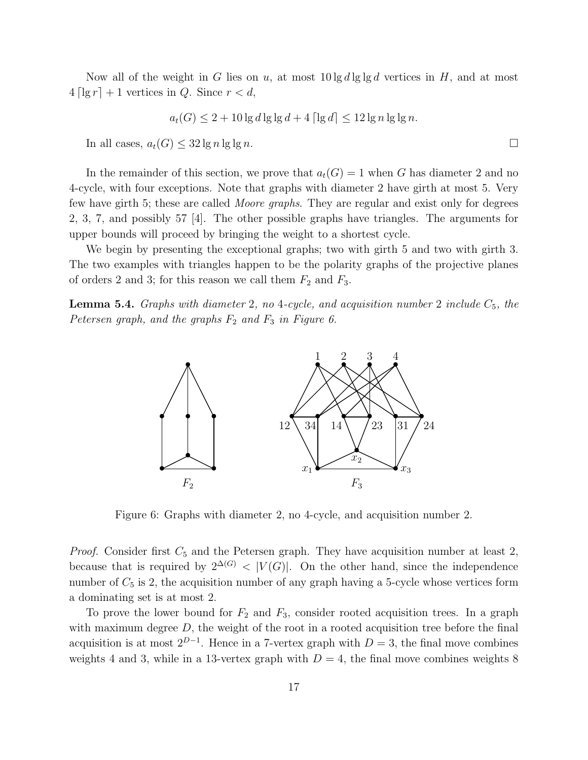Now all of the weight in $G$ lies on $u$, at most $10 \lg d \lg \lg d$ vertices in $H$, and at most $4 \lceil \lg r \rceil + 1$ vertices in $Q$. Since $r < d$,

$$a_t(G) \le 2 + 10 \lg d \lg \lg d + 4 \lceil \lg d \rceil \le 12 \lg n \lg \lg n.$$

In all cases, $a_t(G) \le 32 \lg n \lg \lg n$. □

In the remainder of this section, we prove that $a_t(G) = 1$ when $G$ has diameter 2 and no 4-cycle, with four exceptions. Note that graphs with diameter 2 have girth at most 5. Very few have girth 5; these are called *Moore graphs*. They are regular and exist only for degrees 2, 3, 7, and possibly 57 [4]. The other possible graphs have triangles. The arguments for upper bounds will proceed by bringing the weight to a shortest cycle.

We begin by presenting the exceptional graphs; two with girth 5 and two with girth 3. The two examples with triangles happen to be the polarity graphs of the projective planes of orders 2 and 3; for this reason we call them $F_2$ and $F_3$.

**Lemma 5.4.** *Graphs with diameter 2, no 4-cycle, and acquisition number 2 include $C_5$, the Petersen graph, and the graphs $F_2$ and $F_3$ in Figure 6.*

Figure 6: Graphs with diameter 2, no 4-cycle, and acquisition number 2.

*Proof.* Consider first $C_5$ and the Petersen graph. They have acquisition number at least 2, because that is required by $2^{\Delta(G)} < |V(G)|$. On the other hand, since the independence number of $C_5$ is 2, the acquisition number of any graph having a 5-cycle whose vertices form a dominating set is at most 2.

To prove the lower bound for $F_2$ and $F_3$, consider rooted acquisition trees. In a graph with maximum degree $D$, the weight of the root in a rooted acquisition tree before the final acquisition is at most $2^{D-1}$. Hence in a 7-vertex graph with $D = 3$, the final move combines weights 4 and 3, while in a 13-vertex graph with $D = 4$, the final move combines weights 8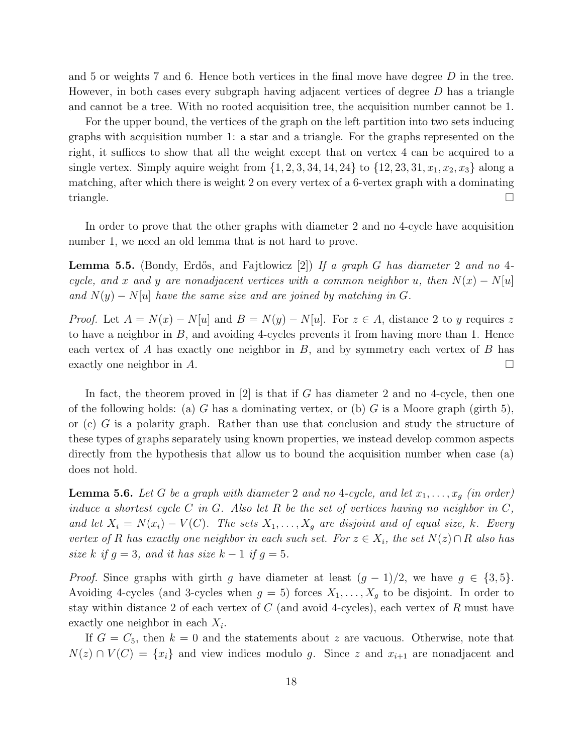and 5 or weights 7 and 6. Hence both vertices in the final move have degree $D$ in the tree. However, in both cases every subgraph having adjacent vertices of degree $D$ has a triangle and cannot be a tree. With no rooted acquisition tree, the acquisition number cannot be 1.

For the upper bound, the vertices of the graph on the left partition into two sets inducing graphs with acquisition number 1: a star and a triangle. For the graphs represented on the right, it suffices to show that all the weight except that on vertex 4 can be acquired to a single vertex. Simply aquire weight from $\{1, 2, 3, 34, 14, 24\}$ to $\{12, 23, 31, x_1, x_2, x_3\}$ along a matching, after which there is weight 2 on every vertex of a 6-vertex graph with a dominating triangle. □

In order to prove that the other graphs with diameter 2 and no 4-cycle have acquisition number 1, we need an old lemma that is not hard to prove.

**Lemma 5.5.** (Bondy, Erdős, and Fajtlowicz [2]) *If a graph $G$ has diameter 2 and no 4-cycle, and $x$ and $y$ are nonadjacent vertices with a common neighbor $u$, then $N(x) - N[u]$ and $N(y) - N[u]$ have the same size and are joined by matching in $G$.*

*Proof.* Let $A = N(x) - N[u]$ and $B = N(y) - N[u]$. For $z \in A$, distance 2 to $y$ requires $z$ to have a neighbor in $B$, and avoiding 4-cycles prevents it from having more than 1. Hence each vertex of $A$ has exactly one neighbor in $B$, and by symmetry each vertex of $B$ has exactly one neighbor in $A$. □

In fact, the theorem proved in [2] is that if $G$ has diameter 2 and no 4-cycle, then one of the following holds: (a) $G$ has a dominating vertex, or (b) $G$ is a Moore graph (girth 5), or (c) $G$ is a polarity graph. Rather than use that conclusion and study the structure of these types of graphs separately using known properties, we instead develop common aspects directly from the hypothesis that allow us to bound the acquisition number when case (a) does not hold.

**Lemma 5.6.** *Let $G$ be a graph with diameter 2 and no 4-cycle, and let $x_1, \ldots, x_g$ (in order) induce a shortest cycle $C$ in $G$. Also let $R$ be the set of vertices having no neighbor in $C$, and let $X_i = N(x_i) - V(C)$. The sets $X_1, \ldots, X_g$ are disjoint and of equal size, $k$. Every vertex of $R$ has exactly one neighbor in each such set. For $z \in X_i$, the set $N(z) \cap R$ also has size $k$ if $g = 3$, and it has size $k - 1$ if $g = 5$.*

*Proof.* Since graphs with girth $g$ have diameter at least $(g - 1)/2$, we have $g \in \{3, 5\}$. Avoiding 4-cycles (and 3-cycles when $g = 5$) forces $X_1, \ldots, X_g$ to be disjoint. In order to stay within distance 2 of each vertex of $C$ (and avoid 4-cycles), each vertex of $R$ must have exactly one neighbor in each $X_i$.

If $G = C_5$, then $k = 0$ and the statements about $z$ are vacuous. Otherwise, note that $N(z) \cap V(C) = \{x_i\}$ and view indices modulo $g$. Since $z$ and $x_{i+1}$ are nonadjacent and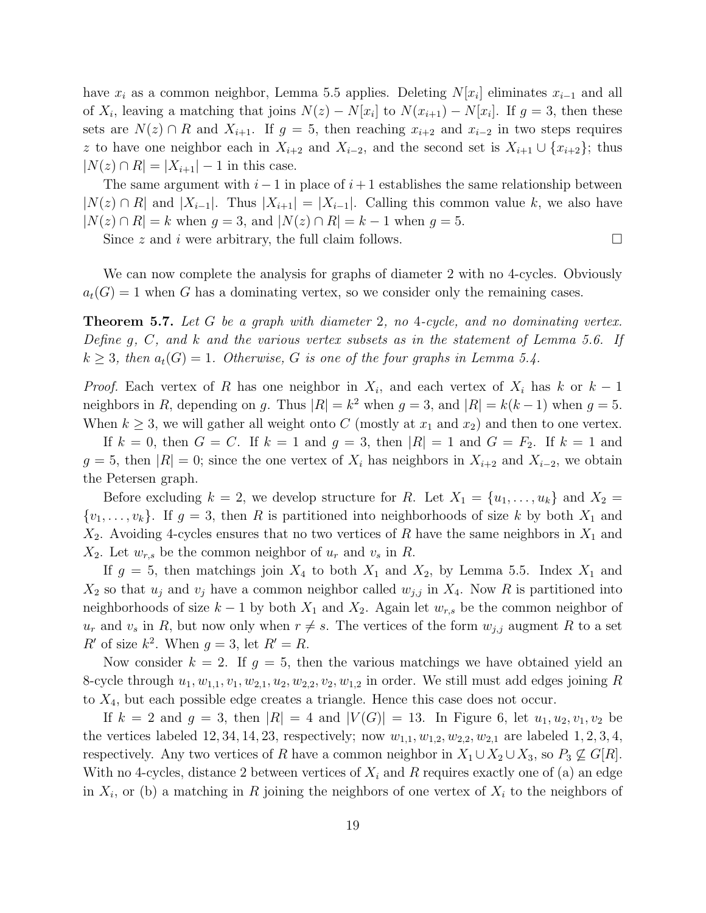have $x_i$ as a common neighbor, Lemma 5.5 applies. Deleting $N[x_i]$ eliminates $x_{i-1}$ and all of $X_i$, leaving a matching that joins $N(z) - N[x_i]$ to $N(x_{i+1}) - N[x_i]$. If $g = 3$, then these sets are $N(z) \cap R$ and $X_{i+1}$. If $g = 5$, then reaching $x_{i+2}$ and $x_{i-2}$ in two steps requires $z$ to have one neighbor each in $X_{i+2}$ and $X_{i-2}$, and the second set is $X_{i+1} \cup \{x_{i+2}\}$; thus $|N(z) \cap R| = |X_{i+1}| - 1$ in this case.

The same argument with $i-1$ in place of $i+1$ establishes the same relationship between $|N(z) \cap R|$ and $|X_{i-1}|$. Thus $|X_{i+1}| = |X_{i-1}|$. Calling this common value $k$, we also have $|N(z) \cap R| = k$ when $g = 3$, and $|N(z) \cap R| = k - 1$ when $g = 5$.

Since $z$ and $i$ were arbitrary, the full claim follows. □

We can now complete the analysis for graphs of diameter 2 with no 4-cycles. Obviously $a_t(G) = 1$ when $G$ has a dominating vertex, so we consider only the remaining cases.

**Theorem 5.7.** *Let $G$ be a graph with diameter 2, no 4-cycle, and no dominating vertex. Define $g$, $C$, and $k$ and the various vertex subsets as in the statement of Lemma 5.6. If $k \geq 3$, then $a_t(G) = 1$. Otherwise, $G$ is one of the four graphs in Lemma 5.4.*

*Proof.* Each vertex of $R$ has one neighbor in $X_i$, and each vertex of $X_i$ has $k$ or $k-1$ neighbors in $R$, depending on $g$. Thus $|R| = k^2$ when $g = 3$, and $|R| = k(k-1)$ when $g = 5$. When $k \geq 3$, we will gather all weight onto $C$ (mostly at $x_1$ and $x_2$) and then to one vertex.

If $k = 0$, then $G = C$. If $k = 1$ and $g = 3$, then $|R| = 1$ and $G = F_2$. If $k = 1$ and $g = 5$, then $|R| = 0$; since the one vertex of $X_i$ has neighbors in $X_{i+2}$ and $X_{i-2}$, we obtain the Petersen graph.

Before excluding $k = 2$, we develop structure for $R$. Let $X_1 = \{u_1, \ldots, u_k\}$ and $X_2 = \{v_1, \ldots, v_k\}$. If $g = 3$, then $R$ is partitioned into neighborhoods of size $k$ by both $X_1$ and $X_2$. Avoiding 4-cycles ensures that no two vertices of $R$ have the same neighbors in $X_1$ and $X_2$. Let $w_{r,s}$ be the common neighbor of $u_r$ and $v_s$ in $R$.

If $g = 5$, then matchings join $X_4$ to both $X_1$ and $X_2$, by Lemma 5.5. Index $X_1$ and $X_2$ so that $u_j$ and $v_j$ have a common neighbor called $w_{j,j}$ in $X_4$. Now $R$ is partitioned into neighborhoods of size $k-1$ by both $X_1$ and $X_2$. Again let $w_{r,s}$ be the common neighbor of $u_r$ and $v_s$ in $R$, but now only when $r \neq s$. The vertices of the form $w_{j,j}$ augment $R$ to a set $R'$ of size $k^2$. When $g = 3$, let $R' = R$.

Now consider $k = 2$. If $g = 5$, then the various matchings we have obtained yield an 8-cycle through $u_1, w_{1,1}, v_1, w_{2,1}, u_2, w_{2,2}, v_2, w_{1,2}$ in order. We still must add edges joining $R$ to $X_4$, but each possible edge creates a triangle. Hence this case does not occur.

If $k = 2$ and $g = 3$, then $|R| = 4$ and $|V(G)| = 13$. In Figure 6, let $u_1, u_2, v_1, v_2$ be the vertices labeled $12, 34, 14, 23$, respectively; now $w_{1,1}, w_{1,2}, w_{2,2}, w_{2,1}$ are labeled $1, 2, 3, 4$, respectively. Any two vertices of $R$ have a common neighbor in $X_1 \cup X_2 \cup X_3$, so $P_3 \not\subseteq G[R]$. With no 4-cycles, distance 2 between vertices of $X_i$ and $R$ requires exactly one of (a) an edge in $X_i$, or (b) a matching in $R$ joining the neighbors of one vertex of $X_i$ to the neighbors of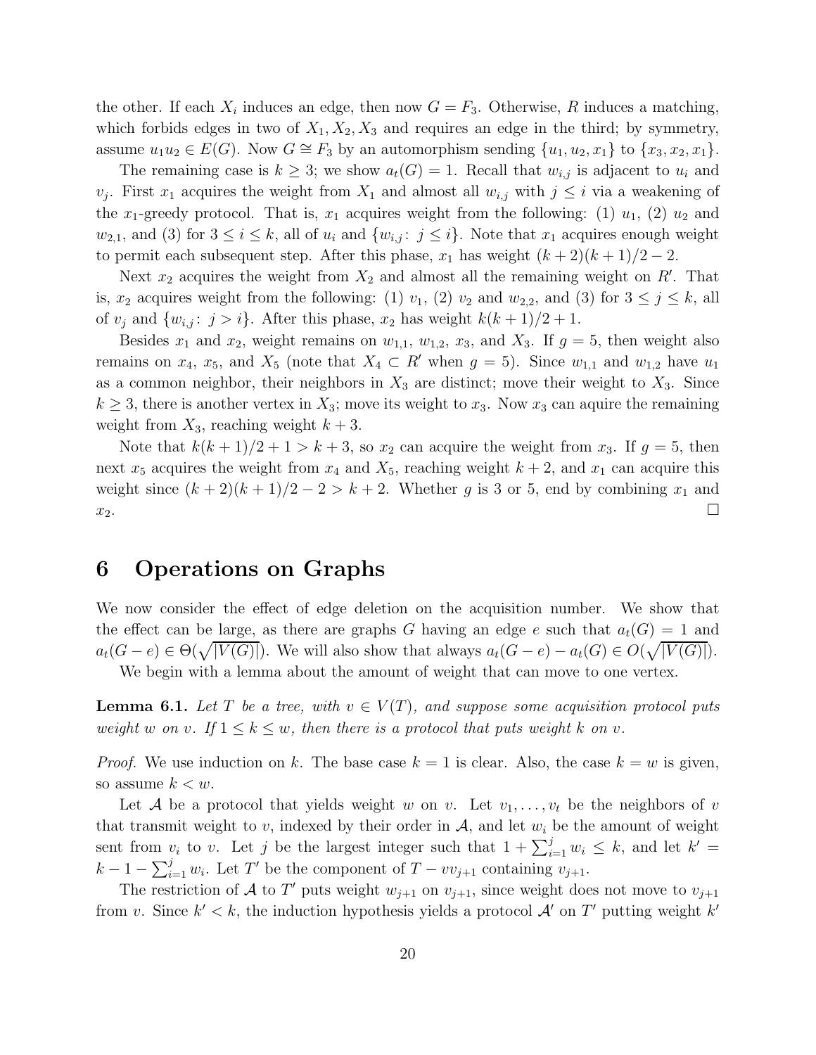the other. If each $X_i$ induces an edge, then now $G = F_3$. Otherwise, $R$ induces a matching, which forbids edges in two of $X_1, X_2, X_3$ and requires an edge in the third; by symmetry, assume $u_1u_2 \in E(G)$. Now $G \cong F_3$ by an automorphism sending $\{u_1, u_2, x_1\}$ to $\{x_3, x_2, x_1\}$.

The remaining case is $k \geq 3$; we show $a_t(G) = 1$. Recall that $w_{i,j}$ is adjacent to $u_i$ and $v_j$. First $x_1$ acquires the weight from $X_1$ and almost all $w_{i,j}$ with $j \leq i$ via a weakening of the $x_1$-greedy protocol. That is, $x_1$ acquires weight from the following: (1) $u_1$, (2) $u_2$ and $w_{2,1}$, and (3) for $3 \leq i \leq k$, all of $u_i$ and $\{w_{i,j} \colon j \leq i\}$. Note that $x_1$ acquires enough weight to permit each subsequent step. After this phase, $x_1$ has weight $(k+2)(k+1)/2 - 2$.

Next $x_2$ acquires the weight from $X_2$ and almost all the remaining weight on $R'$. That is, $x_2$ acquires weight from the following: (1) $v_1$, (2) $v_2$ and $w_{2,2}$, and (3) for $3 \leq j \leq k$, all of $v_j$ and $\{w_{i,j} \colon j > i\}$. After this phase, $x_2$ has weight $k(k+1)/2 + 1$.

Besides $x_1$ and $x_2$, weight remains on $w_{1,1}$, $w_{1,2}$, $x_3$, and $X_3$. If $g = 5$, then weight also remains on $x_4$, $x_5$, and $X_5$ (note that $X_4 \subset R'$ when $g = 5$). Since $w_{1,1}$ and $w_{1,2}$ have $u_1$ as a common neighbor, their neighbors in $X_3$ are distinct; move their weight to $X_3$. Since $k \geq 3$, there is another vertex in $X_3$; move its weight to $x_3$. Now $x_3$ can aquire the remaining weight from $X_3$, reaching weight $k + 3$.

Note that $k(k+1)/2 + 1 > k + 3$, so $x_2$ can acquire the weight from $x_3$. If $g = 5$, then next $x_5$ acquires the weight from $x_4$ and $X_5$, reaching weight $k + 2$, and $x_1$ can acquire this weight since $(k+2)(k+1)/2 - 2 > k + 2$. Whether $g$ is 3 or 5, end by combining $x_1$ and $x_2$. □

## 6 Operations on Graphs

We now consider the effect of edge deletion on the acquisition number. We show that the effect can be large, as there are graphs $G$ having an edge $e$ such that $a_t(G) = 1$ and $a_t(G - e) \in \Theta(\sqrt{|V(G)|})$. We will also show that always $a_t(G - e) - a_t(G) \in O(\sqrt{|V(G)|})$.

We begin with a lemma about the amount of weight that can move to one vertex.

**Lemma 6.1.** *Let $T$ be a tree, with $v \in V(T)$, and suppose some acquisition protocol puts weight $w$ on $v$. If $1 \leq k \leq w$, then there is a protocol that puts weight $k$ on $v$.*

*Proof.* We use induction on $k$. The base case $k = 1$ is clear. Also, the case $k = w$ is given, so assume $k < w$.

Let $\mathcal{A}$ be a protocol that yields weight $w$ on $v$. Let $v_1, \ldots, v_t$ be the neighbors of $v$ that transmit weight to $v$, indexed by their order in $\mathcal{A}$, and let $w_i$ be the amount of weight sent from $v_i$ to $v$. Let $j$ be the largest integer such that $1 + \sum_{i=1}^{j} w_i \leq k$, and let $k' = k - 1 - \sum_{i=1}^{j} w_i$. Let $T'$ be the component of $T - vv_{j+1}$ containing $v_{j+1}$.

The restriction of $\mathcal{A}$ to $T'$ puts weight $w_{j+1}$ on $v_{j+1}$, since weight does not move to $v_{j+1}$ from $v$. Since $k' < k$, the induction hypothesis yields a protocol $\mathcal{A}'$ on $T'$ putting weight $k'$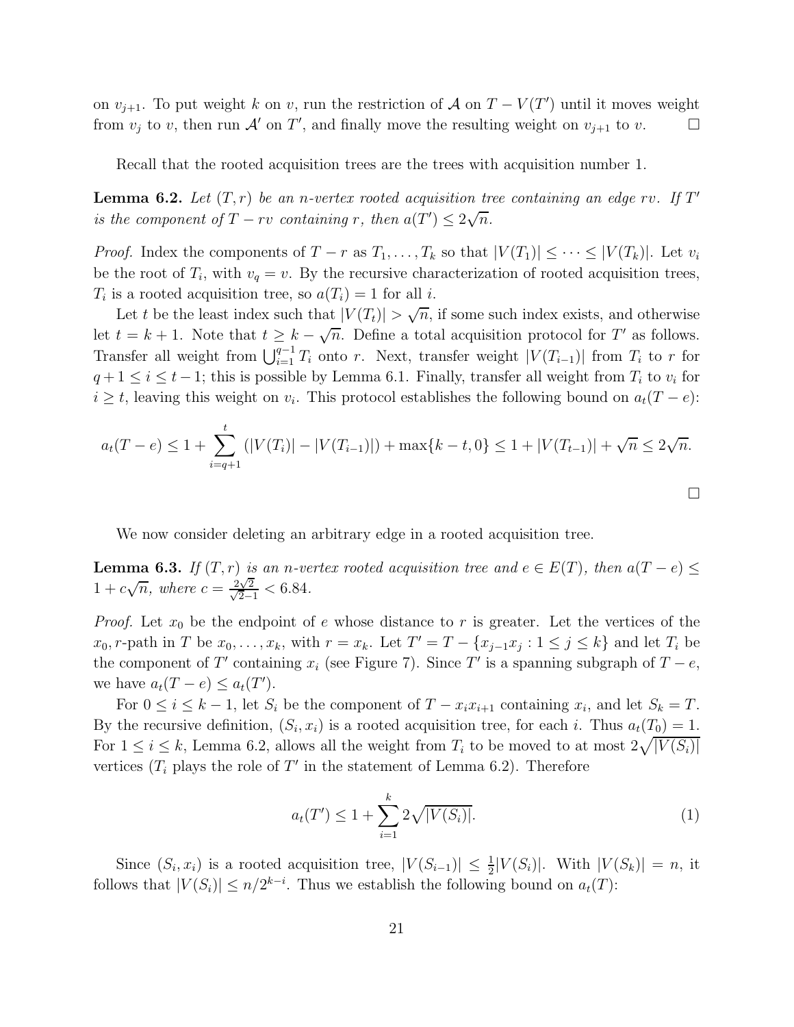on $v_{j+1}$. To put weight $k$ on $v$, run the restriction of $\mathcal{A}$ on $T - V(T')$ until it moves weight from $v_j$ to $v$, then run $\mathcal{A}'$ on $T'$, and finally move the resulting weight on $v_{j+1}$ to $v$. □

Recall that the rooted acquisition trees are the trees with acquisition number 1.

**Lemma 6.2.** *Let $(T, r)$ be an $n$-vertex rooted acquisition tree containing an edge $rv$. If $T'$ is the component of $T - rv$ containing $r$, then $a(T') \leq 2\sqrt{n}$.*

*Proof.* Index the components of $T - r$ as $T_1, \ldots, T_k$ so that $|V(T_1)| \leq \cdots \leq |V(T_k)|$. Let $v_i$ be the root of $T_i$, with $v_q = v$. By the recursive characterization of rooted acquisition trees, $T_i$ is a rooted acquisition tree, so $a(T_i) = 1$ for all $i$.

Let $t$ be the least index such that $|V(T_t)| > \sqrt{n}$, if some such index exists, and otherwise let $t = k + 1$. Note that $t \geq k - \sqrt{n}$. Define a total acquisition protocol for $T'$ as follows. Transfer all weight from $\bigcup_{i=1}^{q-1} T_i$ onto $r$. Next, transfer weight $|V(T_{i-1})|$ from $T_i$ to $r$ for $q + 1 \leq i \leq t - 1$; this is possible by Lemma 6.1. Finally, transfer all weight from $T_i$ to $v_i$ for $i \geq t$, leaving this weight on $v_i$. This protocol establishes the following bound on $a_t(T - e)$:

$$a_t(T - e) \leq 1 + \sum_{i=q+1}^{t} (|V(T_i)| - |V(T_{i-1})|) + \max\{k - t, 0\} \leq 1 + |V(T_{t-1})| + \sqrt{n} \leq 2\sqrt{n}.$$

□

We now consider deleting an arbitrary edge in a rooted acquisition tree.

**Lemma 6.3.** *If $(T, r)$ is an $n$-vertex rooted acquisition tree and $e \in E(T)$, then $a(T - e) \leq 1 + c\sqrt{n}$, where $c = \frac{2\sqrt{2}}{\sqrt{2}-1} < 6.84$.*

*Proof.* Let $x_0$ be the endpoint of $e$ whose distance to $r$ is greater. Let the vertices of the $x_0, r$-path in $T$ be $x_0, \ldots, x_k$, with $r = x_k$. Let $T' = T - \{x_{j-1}x_j : 1 \leq j \leq k\}$ and let $T_i$ be the component of $T'$ containing $x_i$ (see Figure 7). Since $T'$ is a spanning subgraph of $T - e$, we have $a_t(T - e) \leq a_t(T')$.

For $0 \leq i \leq k - 1$, let $S_i$ be the component of $T - x_i x_{i+1}$ containing $x_i$, and let $S_k = T$. By the recursive definition, $(S_i, x_i)$ is a rooted acquisition tree, for each $i$. Thus $a_t(T_0) = 1$. For $1 \leq i \leq k$, Lemma 6.2, allows all the weight from $T_i$ to be moved to at most $2\sqrt{|V(S_i)|}$ vertices ($T_i$ plays the role of $T'$ in the statement of Lemma 6.2). Therefore

$$a_t(T') \leq 1 + \sum_{i=1}^{k} 2\sqrt{|V(S_i)|}. \tag{1}$$

Since $(S_i, x_i)$ is a rooted acquisition tree, $|V(S_{i-1})| \leq \frac{1}{2}|V(S_i)|$. With $|V(S_k)| = n$, it follows that $|V(S_i)| \leq n/2^{k-i}$. Thus we establish the following bound on $a_t(T)$: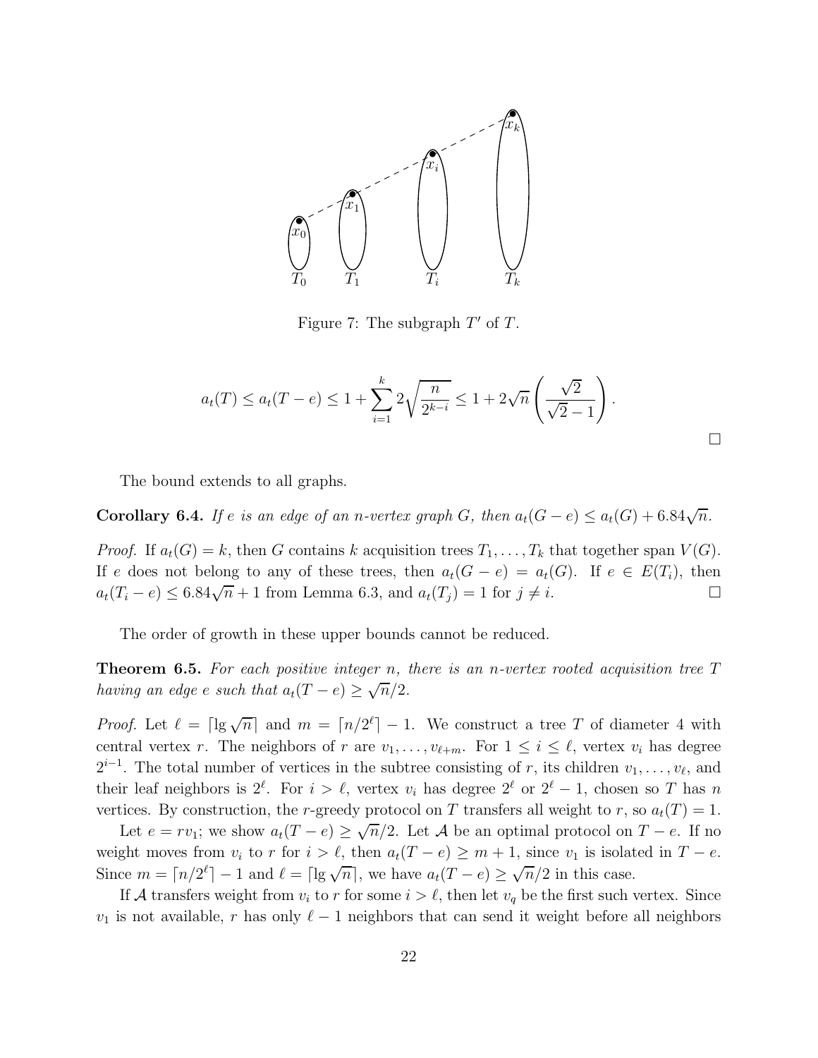Figure 7: The subgraph $T'$ of $T$.

$$a_t(T) \le a_t(T-e) \le 1 + \sum_{i=1}^{k} 2\sqrt{\frac{n}{2^{k-i}}} \le 1 + 2\sqrt{n}\left(\frac{\sqrt{2}}{\sqrt{2}-1}\right).$$

□

The bound extends to all graphs.

**Corollary 6.4.** *If $e$ is an edge of an $n$-vertex graph $G$, then $a_t(G-e) \le a_t(G) + 6.84\sqrt{n}$.*

*Proof.* If $a_t(G) = k$, then $G$ contains $k$ acquisition trees $T_1, \ldots, T_k$ that together span $V(G)$. If $e$ does not belong to any of these trees, then $a_t(G-e) = a_t(G)$. If $e \in E(T_i)$, then $a_t(T_i - e) \le 6.84\sqrt{n} + 1$ from Lemma 6.3, and $a_t(T_j) = 1$ for $j \ne i$. □

The order of growth in these upper bounds cannot be reduced.

**Theorem 6.5.** *For each positive integer $n$, there is an $n$-vertex rooted acquisition tree $T$ having an edge $e$ such that $a_t(T-e) \ge \sqrt{n}/2$.*

*Proof.* Let $\ell = \lceil \lg \sqrt{n} \rceil$ and $m = \lceil n/2^\ell \rceil - 1$. We construct a tree $T$ of diameter 4 with central vertex $r$. The neighbors of $r$ are $v_1, \ldots, v_{\ell+m}$. For $1 \le i \le \ell$, vertex $v_i$ has degree $2^{i-1}$. The total number of vertices in the subtree consisting of $r$, its children $v_1, \ldots, v_\ell$, and their leaf neighbors is $2^\ell$. For $i > \ell$, vertex $v_i$ has degree $2^\ell$ or $2^\ell - 1$, chosen so $T$ has $n$ vertices. By construction, the $r$-greedy protocol on $T$ transfers all weight to $r$, so $a_t(T) = 1$.

Let $e = rv_1$; we show $a_t(T-e) \ge \sqrt{n}/2$. Let $\mathcal{A}$ be an optimal protocol on $T - e$. If no weight moves from $v_i$ to $r$ for $i > \ell$, then $a_t(T-e) \ge m+1$, since $v_1$ is isolated in $T - e$. Since $m = \lceil n/2^\ell \rceil - 1$ and $\ell = \lceil \lg \sqrt{n} \rceil$, we have $a_t(T-e) \ge \sqrt{n}/2$ in this case.

If $\mathcal{A}$ transfers weight from $v_i$ to $r$ for some $i > \ell$, then let $v_q$ be the first such vertex. Since $v_1$ is not available, $r$ has only $\ell - 1$ neighbors that can send it weight before all neighbors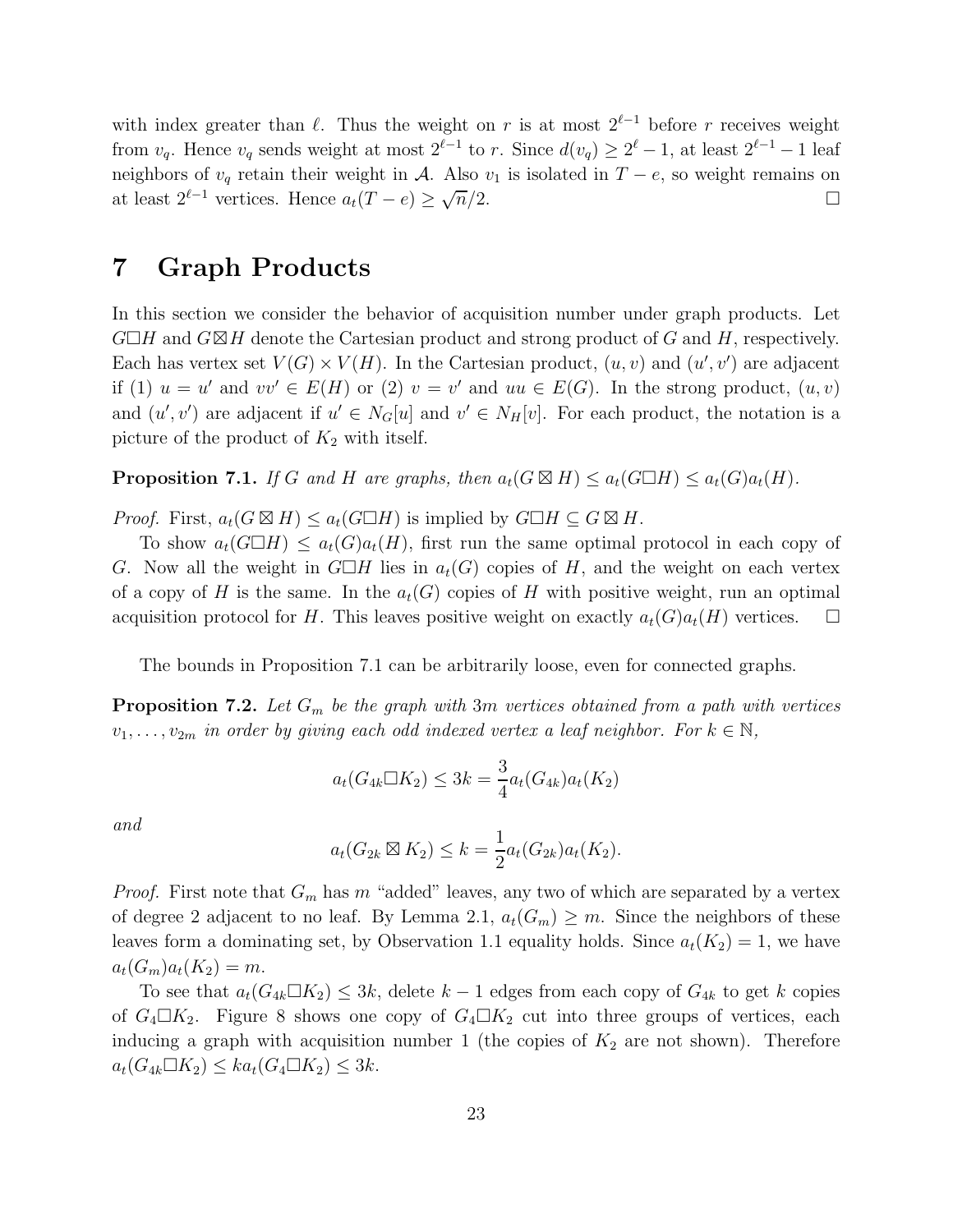with index greater than $\ell$. Thus the weight on $r$ is at most $2^{\ell-1}$ before $r$ receives weight from $v_q$. Hence $v_q$ sends weight at most $2^{\ell-1}$ to $r$. Since $d(v_q) \geq 2^\ell - 1$, at least $2^{\ell-1} - 1$ leaf neighbors of $v_q$ retain their weight in $\mathcal{A}$. Also $v_1$ is isolated in $T - e$, so weight remains on at least $2^{\ell-1}$ vertices. Hence $a_t(T - e) \geq \sqrt{n}/2$. □

# 7 Graph Products

In this section we consider the behavior of acquisition number under graph products. Let $G \Box H$ and $G \boxtimes H$ denote the Cartesian product and strong product of $G$ and $H$, respectively. Each has vertex set $V(G) \times V(H)$. In the Cartesian product, $(u, v)$ and $(u', v')$ are adjacent if (1) $u = u'$ and $vv' \in E(H)$ or (2) $v = v'$ and $uu \in E(G)$. In the strong product, $(u, v)$ and $(u', v')$ are adjacent if $u' \in N_G[u]$ and $v' \in N_H[v]$. For each product, the notation is a picture of the product of $K_2$ with itself.

**Proposition 7.1.** *If $G$ and $H$ are graphs, then $a_t(G \boxtimes H) \leq a_t(G \Box H) \leq a_t(G)a_t(H)$.*

*Proof.* First, $a_t(G \boxtimes H) \leq a_t(G \Box H)$ is implied by $G \Box H \subseteq G \boxtimes H$.

To show $a_t(G \Box H) \leq a_t(G)a_t(H)$, first run the same optimal protocol in each copy of $G$. Now all the weight in $G \Box H$ lies in $a_t(G)$ copies of $H$, and the weight on each vertex of a copy of $H$ is the same. In the $a_t(G)$ copies of $H$ with positive weight, run an optimal acquisition protocol for $H$. This leaves positive weight on exactly $a_t(G)a_t(H)$ vertices. □

The bounds in Proposition 7.1 can be arbitrarily loose, even for connected graphs.

**Proposition 7.2.** *Let $G_m$ be the graph with $3m$ vertices obtained from a path with vertices $v_1, \ldots, v_{2m}$ in order by giving each odd indexed vertex a leaf neighbor. For $k \in \mathbb{N}$,*

$$a_t(G_{4k} \Box K_2) \leq 3k = \frac{3}{4} a_t(G_{4k})a_t(K_2)$$

*and*

$$a_t(G_{2k} \boxtimes K_2) \leq k = \frac{1}{2} a_t(G_{2k})a_t(K_2).$$

*Proof.* First note that $G_m$ has $m$ "added" leaves, any two of which are separated by a vertex of degree 2 adjacent to no leaf. By Lemma 2.1, $a_t(G_m) \geq m$. Since the neighbors of these leaves form a dominating set, by Observation 1.1 equality holds. Since $a_t(K_2) = 1$, we have $a_t(G_m)a_t(K_2) = m$.

To see that $a_t(G_{4k} \Box K_2) \leq 3k$, delete $k - 1$ edges from each copy of $G_{4k}$ to get $k$ copies of $G_4 \Box K_2$. Figure 8 shows one copy of $G_4 \Box K_2$ cut into three groups of vertices, each inducing a graph with acquisition number 1 (the copies of $K_2$ are not shown). Therefore $a_t(G_{4k} \Box K_2) \leq k a_t(G_4 \Box K_2) \leq 3k$.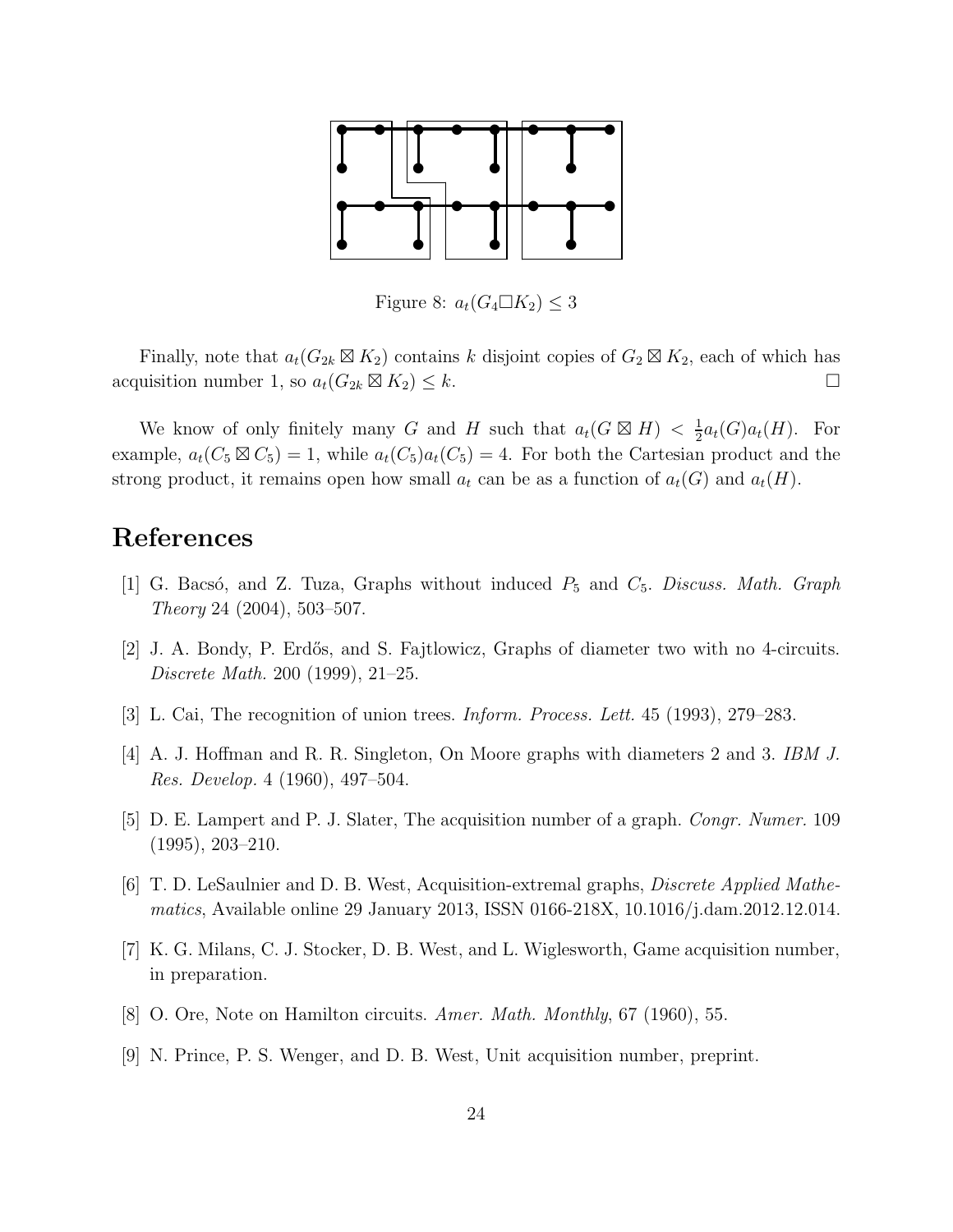Figure 8: $a_t(G_4 \square K_2) \leq 3$

Finally, note that $a_t(G_{2k} \boxtimes K_2)$ contains $k$ disjoint copies of $G_2 \boxtimes K_2$, each of which has acquisition number 1, so $a_t(G_{2k} \boxtimes K_2) \leq k$. □

We know of only finitely many $G$ and $H$ such that $a_t(G \boxtimes H) < \frac{1}{2}a_t(G)a_t(H)$. For example, $a_t(C_5 \boxtimes C_5) = 1$, while $a_t(C_5)a_t(C_5) = 4$. For both the Cartesian product and the strong product, it remains open how small $a_t$ can be as a function of $a_t(G)$ and $a_t(H)$.

## References

[1] G. Bacsó, and Z. Tuza, Graphs without induced $P_5$ and $C_5$. *Discuss. Math. Graph Theory* 24 (2004), 503–507.

[2] J. A. Bondy, P. Erdős, and S. Fajtlowicz, Graphs of diameter two with no 4-circuits. *Discrete Math.* 200 (1999), 21–25.

[3] L. Cai, The recognition of union trees. *Inform. Process. Lett.* 45 (1993), 279–283.

[4] A. J. Hoffman and R. R. Singleton, On Moore graphs with diameters 2 and 3. *IBM J. Res. Develop.* 4 (1960), 497–504.

[5] D. E. Lampert and P. J. Slater, The acquisition number of a graph. *Congr. Numer.* 109 (1995), 203–210.

[6] T. D. LeSaulnier and D. B. West, Acquisition-extremal graphs, *Discrete Applied Mathematics*, Available online 29 January 2013, ISSN 0166-218X, 10.1016/j.dam.2012.12.014.

[7] K. G. Milans, C. J. Stocker, D. B. West, and L. Wiglesworth, Game acquisition number, in preparation.

[8] O. Ore, Note on Hamilton circuits. *Amer. Math. Monthly*, 67 (1960), 55.

[9] N. Prince, P. S. Wenger, and D. B. West, Unit acquisition number, preprint.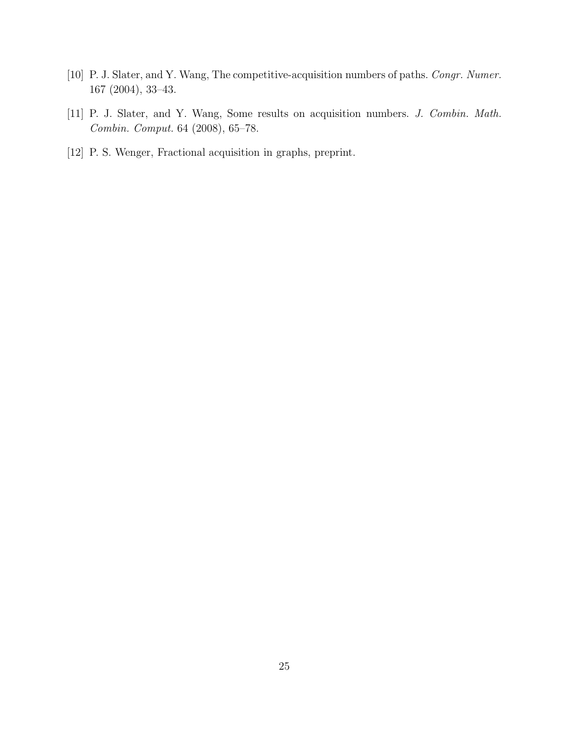[10] P. J. Slater, and Y. Wang, The competitive-acquisition numbers of paths. *Congr. Numer.* 167 (2004), 33–43.

[11] P. J. Slater, and Y. Wang, Some results on acquisition numbers. *J. Combin. Math. Combin. Comput.* 64 (2008), 65–78.

[12] P. S. Wenger, Fractional acquisition in graphs, preprint.